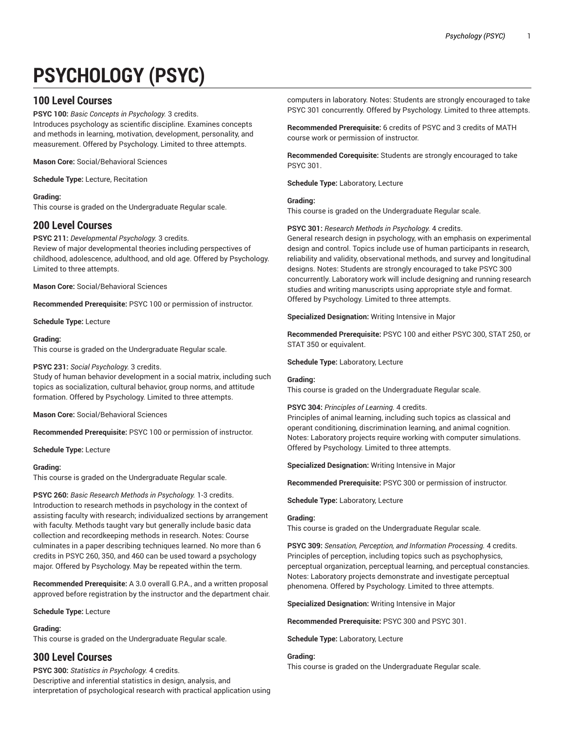# PSYCHOLOGY (PSYC)

## 100 Level Courses

**PSYC 100:** *Basic Concepts in Psychology.* 3 credits.
Introduces psychology as scientific discipline. Examines concepts and methods in learning, motivation, development, personality, and measurement. Offered by Psychology. Limited to three attempts.

**Mason Core:** Social/Behavioral Sciences

**Schedule Type:** Lecture, Recitation

**Grading:**
This course is graded on the Undergraduate Regular scale.

## 200 Level Courses

**PSYC 211:** *Developmental Psychology.* 3 credits.
Review of major developmental theories including perspectives of childhood, adolescence, adulthood, and old age. Offered by Psychology. Limited to three attempts.

**Mason Core:** Social/Behavioral Sciences

**Recommended Prerequisite:** PSYC 100 or permission of instructor.

**Schedule Type:** Lecture

**Grading:**
This course is graded on the Undergraduate Regular scale.

**PSYC 231:** *Social Psychology.* 3 credits.
Study of human behavior development in a social matrix, including such topics as socialization, cultural behavior, group norms, and attitude formation. Offered by Psychology. Limited to three attempts.

**Mason Core:** Social/Behavioral Sciences

**Recommended Prerequisite:** PSYC 100 or permission of instructor.

**Schedule Type:** Lecture

**Grading:**
This course is graded on the Undergraduate Regular scale.

**PSYC 260:** *Basic Research Methods in Psychology.* 1-3 credits.
Introduction to research methods in psychology in the context of assisting faculty with research; individualized sections by arrangement with faculty. Methods taught vary but generally include basic data collection and recordkeeping methods in research. Notes: Course culminates in a paper describing techniques learned. No more than 6 credits in PSYC 260, 350, and 460 can be used toward a psychology major. Offered by Psychology. May be repeated within the term.

**Recommended Prerequisite:** A 3.0 overall G.P.A., and a written proposal approved before registration by the instructor and the department chair.

**Schedule Type:** Lecture

**Grading:**
This course is graded on the Undergraduate Regular scale.

## 300 Level Courses

**PSYC 300:** *Statistics in Psychology.* 4 credits.
Descriptive and inferential statistics in design, analysis, and interpretation of psychological research with practical application using computers in laboratory. Notes: Students are strongly encouraged to take PSYC 301 concurrently. Offered by Psychology. Limited to three attempts.

**Recommended Prerequisite:** 6 credits of PSYC and 3 credits of MATH course work or permission of instructor.

**Recommended Corequisite:** Students are strongly encouraged to take PSYC 301.

**Schedule Type:** Laboratory, Lecture

**Grading:**
This course is graded on the Undergraduate Regular scale.

**PSYC 301:** *Research Methods in Psychology.* 4 credits.
General research design in psychology, with an emphasis on experimental design and control. Topics include use of human participants in research, reliability and validity, observational methods, and survey and longitudinal designs. Notes: Students are strongly encouraged to take PSYC 300 concurrently. Laboratory work will include designing and running research studies and writing manuscripts using appropriate style and format. Offered by Psychology. Limited to three attempts.

**Specialized Designation:** Writing Intensive in Major

**Recommended Prerequisite:** PSYC 100 and either PSYC 300, STAT 250, or STAT 350 or equivalent.

**Schedule Type:** Laboratory, Lecture

**Grading:**
This course is graded on the Undergraduate Regular scale.

**PSYC 304:** *Principles of Learning.* 4 credits.
Principles of animal learning, including such topics as classical and operant conditioning, discrimination learning, and animal cognition. Notes: Laboratory projects require working with computer simulations. Offered by Psychology. Limited to three attempts.

**Specialized Designation:** Writing Intensive in Major

**Recommended Prerequisite:** PSYC 300 or permission of instructor.

**Schedule Type:** Laboratory, Lecture

**Grading:**
This course is graded on the Undergraduate Regular scale.

**PSYC 309:** *Sensation, Perception, and Information Processing.* 4 credits.
Principles of perception, including topics such as psychophysics, perceptual organization, perceptual learning, and perceptual constancies. Notes: Laboratory projects demonstrate and investigate perceptual phenomena. Offered by Psychology. Limited to three attempts.

**Specialized Designation:** Writing Intensive in Major

**Recommended Prerequisite:** PSYC 300 and PSYC 301.

**Schedule Type:** Laboratory, Lecture

**Grading:**
This course is graded on the Undergraduate Regular scale.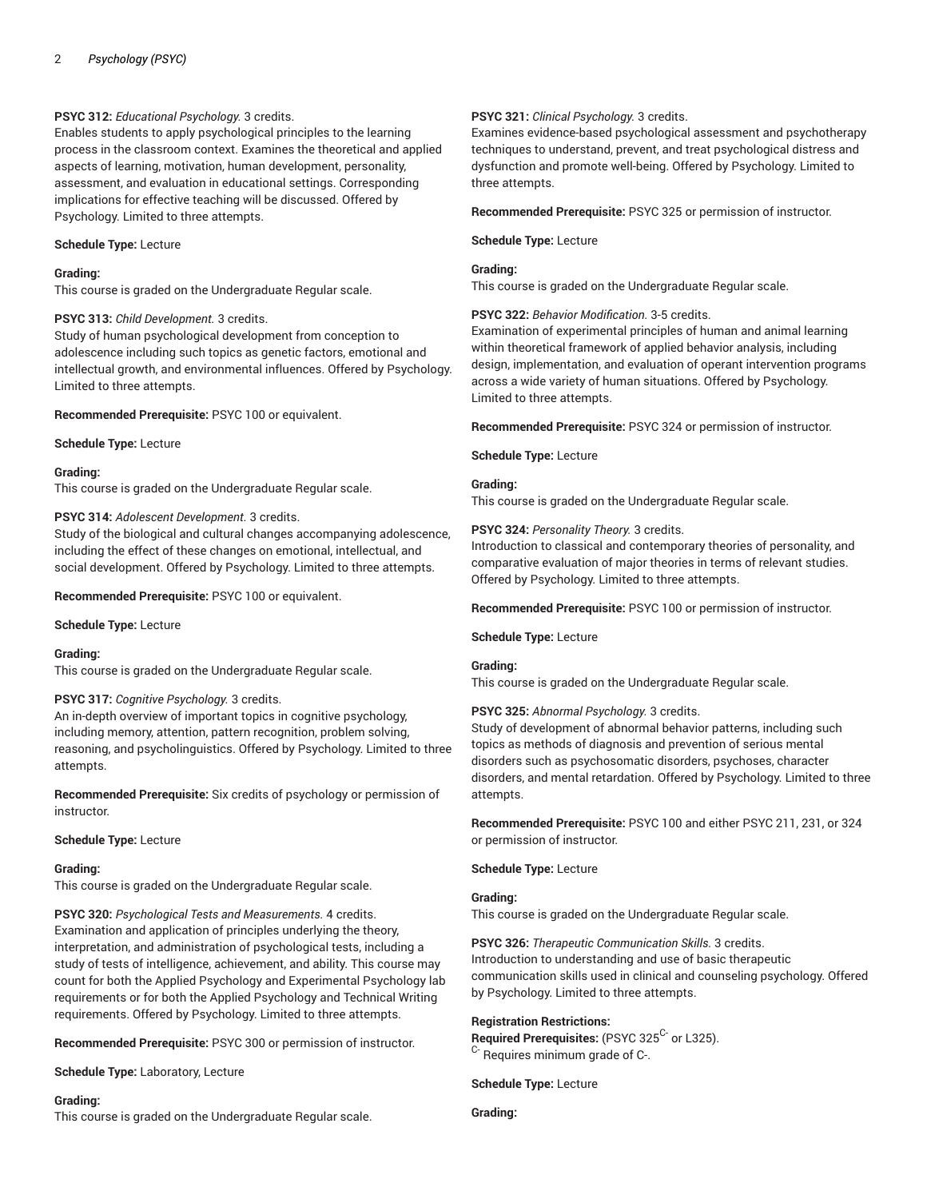**PSYC 312:** *Educational Psychology.* 3 credits.
Enables students to apply psychological principles to the learning process in the classroom context. Examines the theoretical and applied aspects of learning, motivation, human development, personality, assessment, and evaluation in educational settings. Corresponding implications for effective teaching will be discussed. Offered by Psychology. Limited to three attempts.

**Schedule Type:** Lecture

**Grading:**
This course is graded on the Undergraduate Regular scale.

**PSYC 313:** *Child Development.* 3 credits.
Study of human psychological development from conception to adolescence including such topics as genetic factors, emotional and intellectual growth, and environmental influences. Offered by Psychology. Limited to three attempts.

**Recommended Prerequisite:** PSYC 100 or equivalent.

**Schedule Type:** Lecture

**Grading:**
This course is graded on the Undergraduate Regular scale.

**PSYC 314:** *Adolescent Development.* 3 credits.
Study of the biological and cultural changes accompanying adolescence, including the effect of these changes on emotional, intellectual, and social development. Offered by Psychology. Limited to three attempts.

**Recommended Prerequisite:** PSYC 100 or equivalent.

**Schedule Type:** Lecture

**Grading:**
This course is graded on the Undergraduate Regular scale.

**PSYC 317:** *Cognitive Psychology.* 3 credits.
An in-depth overview of important topics in cognitive psychology, including memory, attention, pattern recognition, problem solving, reasoning, and psycholinguistics. Offered by Psychology. Limited to three attempts.

**Recommended Prerequisite:** Six credits of psychology or permission of instructor.

**Schedule Type:** Lecture

**Grading:**
This course is graded on the Undergraduate Regular scale.

**PSYC 320:** *Psychological Tests and Measurements.* 4 credits.
Examination and application of principles underlying the theory, interpretation, and administration of psychological tests, including a study of tests of intelligence, achievement, and ability. This course may count for both the Applied Psychology and Experimental Psychology lab requirements or for both the Applied Psychology and Technical Writing requirements. Offered by Psychology. Limited to three attempts.

**Recommended Prerequisite:** PSYC 300 or permission of instructor.

**Schedule Type:** Laboratory, Lecture

**Grading:**
This course is graded on the Undergraduate Regular scale.

**PSYC 321:** *Clinical Psychology.* 3 credits.
Examines evidence-based psychological assessment and psychotherapy techniques to understand, prevent, and treat psychological distress and dysfunction and promote well-being. Offered by Psychology. Limited to three attempts.

**Recommended Prerequisite:** PSYC 325 or permission of instructor.

**Schedule Type:** Lecture

**Grading:**
This course is graded on the Undergraduate Regular scale.

**PSYC 322:** *Behavior Modification.* 3-5 credits.
Examination of experimental principles of human and animal learning within theoretical framework of applied behavior analysis, including design, implementation, and evaluation of operant intervention programs across a wide variety of human situations. Offered by Psychology. Limited to three attempts.

**Recommended Prerequisite:** PSYC 324 or permission of instructor.

**Schedule Type:** Lecture

**Grading:**
This course is graded on the Undergraduate Regular scale.

**PSYC 324:** *Personality Theory.* 3 credits.
Introduction to classical and contemporary theories of personality, and comparative evaluation of major theories in terms of relevant studies. Offered by Psychology. Limited to three attempts.

**Recommended Prerequisite:** PSYC 100 or permission of instructor.

**Schedule Type:** Lecture

**Grading:**
This course is graded on the Undergraduate Regular scale.

**PSYC 325:** *Abnormal Psychology.* 3 credits.
Study of development of abnormal behavior patterns, including such topics as methods of diagnosis and prevention of serious mental disorders such as psychosomatic disorders, psychoses, character disorders, and mental retardation. Offered by Psychology. Limited to three attempts.

**Recommended Prerequisite:** PSYC 100 and either PSYC 211, 231, or 324 or permission of instructor.

**Schedule Type:** Lecture

**Grading:**
This course is graded on the Undergraduate Regular scale.

**PSYC 326:** *Therapeutic Communication Skills.* 3 credits.
Introduction to understanding and use of basic therapeutic communication skills used in clinical and counseling psychology. Offered by Psychology. Limited to three attempts.

**Registration Restrictions:**
**Required Prerequisites:** (PSYC 325[C-] or L325).
[C-] Requires minimum grade of C-.

**Schedule Type:** Lecture

**Grading:**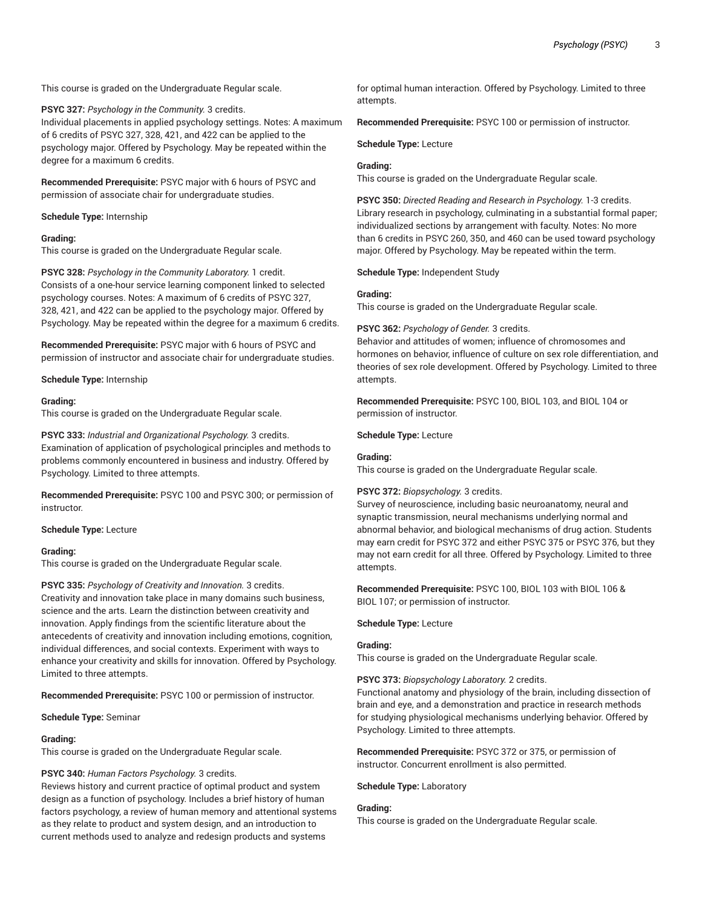This course is graded on the Undergraduate Regular scale.

**PSYC 327:** *Psychology in the Community.* 3 credits.
Individual placements in applied psychology settings. Notes: A maximum of 6 credits of PSYC 327, 328, 421, and 422 can be applied to the psychology major. Offered by Psychology. May be repeated within the degree for a maximum 6 credits.

**Recommended Prerequisite:** PSYC major with 6 hours of PSYC and permission of associate chair for undergraduate studies.

**Schedule Type:** Internship

**Grading:**
This course is graded on the Undergraduate Regular scale.

**PSYC 328:** *Psychology in the Community Laboratory.* 1 credit.
Consists of a one-hour service learning component linked to selected psychology courses. Notes: A maximum of 6 credits of PSYC 327, 328, 421, and 422 can be applied to the psychology major. Offered by Psychology. May be repeated within the degree for a maximum 6 credits.

**Recommended Prerequisite:** PSYC major with 6 hours of PSYC and permission of instructor and associate chair for undergraduate studies.

**Schedule Type:** Internship

**Grading:**
This course is graded on the Undergraduate Regular scale.

**PSYC 333:** *Industrial and Organizational Psychology.* 3 credits.
Examination of application of psychological principles and methods to problems commonly encountered in business and industry. Offered by Psychology. Limited to three attempts.

**Recommended Prerequisite:** PSYC 100 and PSYC 300; or permission of instructor.

**Schedule Type:** Lecture

**Grading:**
This course is graded on the Undergraduate Regular scale.

**PSYC 335:** *Psychology of Creativity and Innovation.* 3 credits.
Creativity and innovation take place in many domains such business, science and the arts. Learn the distinction between creativity and innovation. Apply findings from the scientific literature about the antecedents of creativity and innovation including emotions, cognition, individual differences, and social contexts. Experiment with ways to enhance your creativity and skills for innovation. Offered by Psychology. Limited to three attempts.

**Recommended Prerequisite:** PSYC 100 or permission of instructor.

**Schedule Type:** Seminar

**Grading:**
This course is graded on the Undergraduate Regular scale.

**PSYC 340:** *Human Factors Psychology.* 3 credits.
Reviews history and current practice of optimal product and system design as a function of psychology. Includes a brief history of human factors psychology, a review of human memory and attentional systems as they relate to product and system design, and an introduction to current methods used to analyze and redesign products and systems for optimal human interaction. Offered by Psychology. Limited to three attempts.

**Recommended Prerequisite:** PSYC 100 or permission of instructor.

**Schedule Type:** Lecture

**Grading:**
This course is graded on the Undergraduate Regular scale.

**PSYC 350:** *Directed Reading and Research in Psychology.* 1-3 credits.
Library research in psychology, culminating in a substantial formal paper; individualized sections by arrangement with faculty. Notes: No more than 6 credits in PSYC 260, 350, and 460 can be used toward psychology major. Offered by Psychology. May be repeated within the term.

**Schedule Type:** Independent Study

**Grading:**
This course is graded on the Undergraduate Regular scale.

**PSYC 362:** *Psychology of Gender.* 3 credits.
Behavior and attitudes of women; influence of chromosomes and hormones on behavior, influence of culture on sex role differentiation, and theories of sex role development. Offered by Psychology. Limited to three attempts.

**Recommended Prerequisite:** PSYC 100, BIOL 103, and BIOL 104 or permission of instructor.

**Schedule Type:** Lecture

**Grading:**
This course is graded on the Undergraduate Regular scale.

**PSYC 372:** *Biopsychology.* 3 credits.
Survey of neuroscience, including basic neuroanatomy, neural and synaptic transmission, neural mechanisms underlying normal and abnormal behavior, and biological mechanisms of drug action. Students may earn credit for PSYC 372 and either PSYC 375 or PSYC 376, but they may not earn credit for all three. Offered by Psychology. Limited to three attempts.

**Recommended Prerequisite:** PSYC 100, BIOL 103 with BIOL 106 & BIOL 107; or permission of instructor.

**Schedule Type:** Lecture

**Grading:**
This course is graded on the Undergraduate Regular scale.

**PSYC 373:** *Biopsychology Laboratory.* 2 credits.
Functional anatomy and physiology of the brain, including dissection of brain and eye, and a demonstration and practice in research methods for studying physiological mechanisms underlying behavior. Offered by Psychology. Limited to three attempts.

**Recommended Prerequisite:** PSYC 372 or 375, or permission of instructor. Concurrent enrollment is also permitted.

**Schedule Type:** Laboratory

**Grading:**
This course is graded on the Undergraduate Regular scale.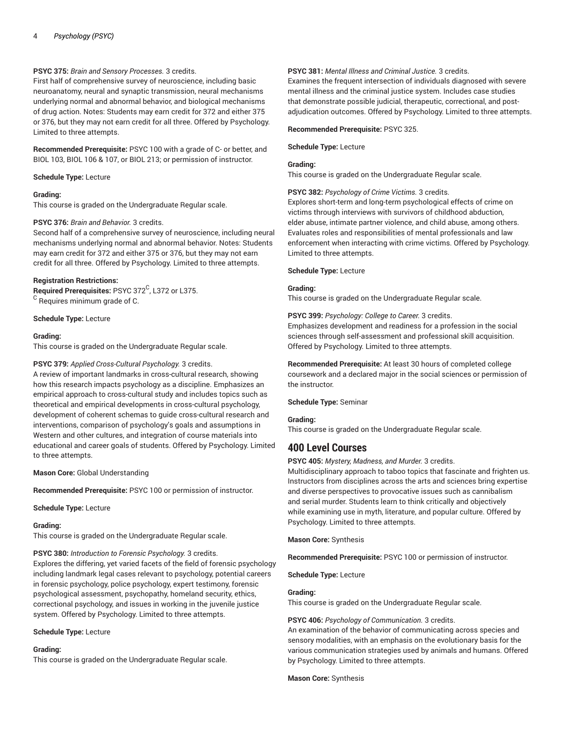**PSYC 375:** *Brain and Sensory Processes.* 3 credits.
First half of comprehensive survey of neuroscience, including basic neuroanatomy, neural and synaptic transmission, neural mechanisms underlying normal and abnormal behavior, and biological mechanisms of drug action. Notes: Students may earn credit for 372 and either 375 or 376, but they may not earn credit for all three. Offered by Psychology. Limited to three attempts.

**Recommended Prerequisite:** PSYC 100 with a grade of C- or better, and BIOL 103, BIOL 106 & 107, or BIOL 213; or permission of instructor.

**Schedule Type:** Lecture

**Grading:**
This course is graded on the Undergraduate Regular scale.

**PSYC 376:** *Brain and Behavior.* 3 credits.
Second half of a comprehensive survey of neuroscience, including neural mechanisms underlying normal and abnormal behavior. Notes: Students may earn credit for 372 and either 375 or 376, but they may not earn credit for all three. Offered by Psychology. Limited to three attempts.

**Registration Restrictions:**
**Required Prerequisites:** PSYC 372[C], L372 or L375.
[C] Requires minimum grade of C.

**Schedule Type:** Lecture

**Grading:**
This course is graded on the Undergraduate Regular scale.

**PSYC 379:** *Applied Cross-Cultural Psychology.* 3 credits.
A review of important landmarks in cross-cultural research, showing how this research impacts psychology as a discipline. Emphasizes an empirical approach to cross-cultural study and includes topics such as theoretical and empirical developments in cross-cultural psychology, development of coherent schemas to guide cross-cultural research and interventions, comparison of psychology's goals and assumptions in Western and other cultures, and integration of course materials into educational and career goals of students. Offered by Psychology. Limited to three attempts.

**Mason Core:** Global Understanding

**Recommended Prerequisite:** PSYC 100 or permission of instructor.

**Schedule Type:** Lecture

**Grading:**
This course is graded on the Undergraduate Regular scale.

**PSYC 380:** *Introduction to Forensic Psychology.* 3 credits.
Explores the differing, yet varied facets of the field of forensic psychology including landmark legal cases relevant to psychology, potential careers in forensic psychology, police psychology, expert testimony, forensic psychological assessment, psychopathy, homeland security, ethics, correctional psychology, and issues in working in the juvenile justice system. Offered by Psychology. Limited to three attempts.

**Schedule Type:** Lecture

**Grading:**
This course is graded on the Undergraduate Regular scale.

**PSYC 381:** *Mental Illness and Criminal Justice.* 3 credits.
Examines the frequent intersection of individuals diagnosed with severe mental illness and the criminal justice system. Includes case studies that demonstrate possible judicial, therapeutic, correctional, and post-adjudication outcomes. Offered by Psychology. Limited to three attempts.

**Recommended Prerequisite:** PSYC 325.

**Schedule Type:** Lecture

**Grading:**
This course is graded on the Undergraduate Regular scale.

**PSYC 382:** *Psychology of Crime Victims.* 3 credits.
Explores short-term and long-term psychological effects of crime on victims through interviews with survivors of childhood abduction, elder abuse, intimate partner violence, and child abuse, among others. Evaluates roles and responsibilities of mental professionals and law enforcement when interacting with crime victims. Offered by Psychology. Limited to three attempts.

**Schedule Type:** Lecture

**Grading:**
This course is graded on the Undergraduate Regular scale.

**PSYC 399:** *Psychology: College to Career.* 3 credits.
Emphasizes development and readiness for a profession in the social sciences through self-assessment and professional skill acquisition. Offered by Psychology. Limited to three attempts.

**Recommended Prerequisite:** At least 30 hours of completed college coursework and a declared major in the social sciences or permission of the instructor.

**Schedule Type:** Seminar

**Grading:**
This course is graded on the Undergraduate Regular scale.

## 400 Level Courses

**PSYC 405:** *Mystery, Madness, and Murder.* 3 credits.
Multidisciplinary approach to taboo topics that fascinate and frighten us. Instructors from disciplines across the arts and sciences bring expertise and diverse perspectives to provocative issues such as cannibalism and serial murder. Students learn to think critically and objectively while examining use in myth, literature, and popular culture. Offered by Psychology. Limited to three attempts.

**Mason Core:** Synthesis

**Recommended Prerequisite:** PSYC 100 or permission of instructor.

**Schedule Type:** Lecture

**Grading:**
This course is graded on the Undergraduate Regular scale.

**PSYC 406:** *Psychology of Communication.* 3 credits.
An examination of the behavior of communicating across species and sensory modalities, with an emphasis on the evolutionary basis for the various communication strategies used by animals and humans. Offered by Psychology. Limited to three attempts.

**Mason Core:** Synthesis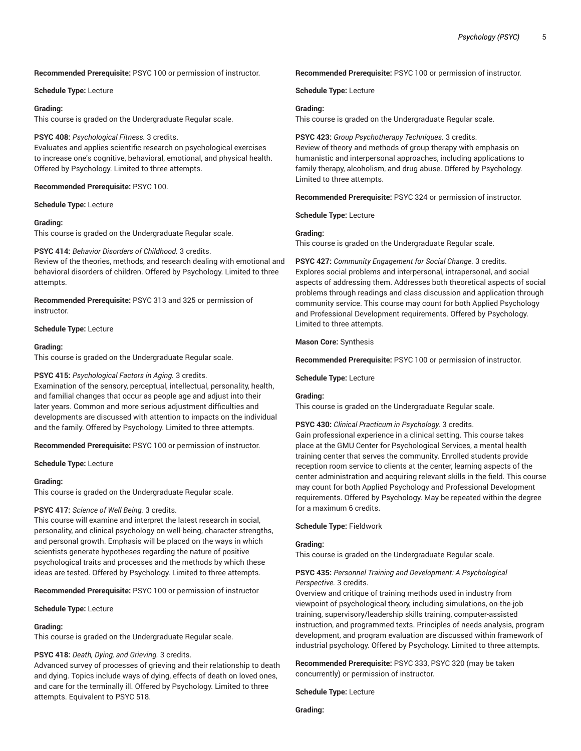**Recommended Prerequisite:** PSYC 100 or permission of instructor.

**Schedule Type:** Lecture

**Grading:**
This course is graded on the Undergraduate Regular scale.

**PSYC 408:** *Psychological Fitness.* 3 credits.
Evaluates and applies scientific research on psychological exercises to increase one's cognitive, behavioral, emotional, and physical health. Offered by Psychology. Limited to three attempts.

**Recommended Prerequisite:** PSYC 100.

**Schedule Type:** Lecture

**Grading:**
This course is graded on the Undergraduate Regular scale.

**PSYC 414:** *Behavior Disorders of Childhood.* 3 credits.
Review of the theories, methods, and research dealing with emotional and behavioral disorders of children. Offered by Psychology. Limited to three attempts.

**Recommended Prerequisite:** PSYC 313 and 325 or permission of instructor.

**Schedule Type:** Lecture

**Grading:**
This course is graded on the Undergraduate Regular scale.

**PSYC 415:** *Psychological Factors in Aging.* 3 credits.
Examination of the sensory, perceptual, intellectual, personality, health, and familial changes that occur as people age and adjust into their later years. Common and more serious adjustment difficulties and developments are discussed with attention to impacts on the individual and the family. Offered by Psychology. Limited to three attempts.

**Recommended Prerequisite:** PSYC 100 or permission of instructor.

**Schedule Type:** Lecture

**Grading:**
This course is graded on the Undergraduate Regular scale.

**PSYC 417:** *Science of Well Being.* 3 credits.
This course will examine and interpret the latest research in social, personality, and clinical psychology on well-being, character strengths, and personal growth. Emphasis will be placed on the ways in which scientists generate hypotheses regarding the nature of positive psychological traits and processes and the methods by which these ideas are tested. Offered by Psychology. Limited to three attempts.

**Recommended Prerequisite:** PSYC 100 or permission of instructor

**Schedule Type:** Lecture

**Grading:**
This course is graded on the Undergraduate Regular scale.

**PSYC 418:** *Death, Dying, and Grieving.* 3 credits.
Advanced survey of processes of grieving and their relationship to death and dying. Topics include ways of dying, effects of death on loved ones, and care for the terminally ill. Offered by Psychology. Limited to three attempts. Equivalent to PSYC 518.

**Recommended Prerequisite:** PSYC 100 or permission of instructor.

**Schedule Type:** Lecture

**Grading:**
This course is graded on the Undergraduate Regular scale.

**PSYC 423:** *Group Psychotherapy Techniques.* 3 credits.
Review of theory and methods of group therapy with emphasis on humanistic and interpersonal approaches, including applications to family therapy, alcoholism, and drug abuse. Offered by Psychology. Limited to three attempts.

**Recommended Prerequisite:** PSYC 324 or permission of instructor.

**Schedule Type:** Lecture

**Grading:**
This course is graded on the Undergraduate Regular scale.

**PSYC 427:** *Community Engagement for Social Change.* 3 credits.
Explores social problems and interpersonal, intrapersonal, and social aspects of addressing them. Addresses both theoretical aspects of social problems through readings and class discussion and application through community service. This course may count for both Applied Psychology and Professional Development requirements. Offered by Psychology. Limited to three attempts.

**Mason Core:** Synthesis

**Recommended Prerequisite:** PSYC 100 or permission of instructor.

**Schedule Type:** Lecture

**Grading:**
This course is graded on the Undergraduate Regular scale.

**PSYC 430:** *Clinical Practicum in Psychology.* 3 credits.
Gain professional experience in a clinical setting. This course takes place at the GMU Center for Psychological Services, a mental health training center that serves the community. Enrolled students provide reception room service to clients at the center, learning aspects of the center administration and acquiring relevant skills in the field. This course may count for both Applied Psychology and Professional Development requirements. Offered by Psychology. May be repeated within the degree for a maximum 6 credits.

**Schedule Type:** Fieldwork

**Grading:**
This course is graded on the Undergraduate Regular scale.

**PSYC 435:** *Personnel Training and Development: A Psychological Perspective.* 3 credits.
Overview and critique of training methods used in industry from viewpoint of psychological theory, including simulations, on-the-job training, supervisory/leadership skills training, computer-assisted instruction, and programmed texts. Principles of needs analysis, program development, and program evaluation are discussed within framework of industrial psychology. Offered by Psychology. Limited to three attempts.

**Recommended Prerequisite:** PSYC 333, PSYC 320 (may be taken concurrently) or permission of instructor.

**Schedule Type:** Lecture

**Grading:**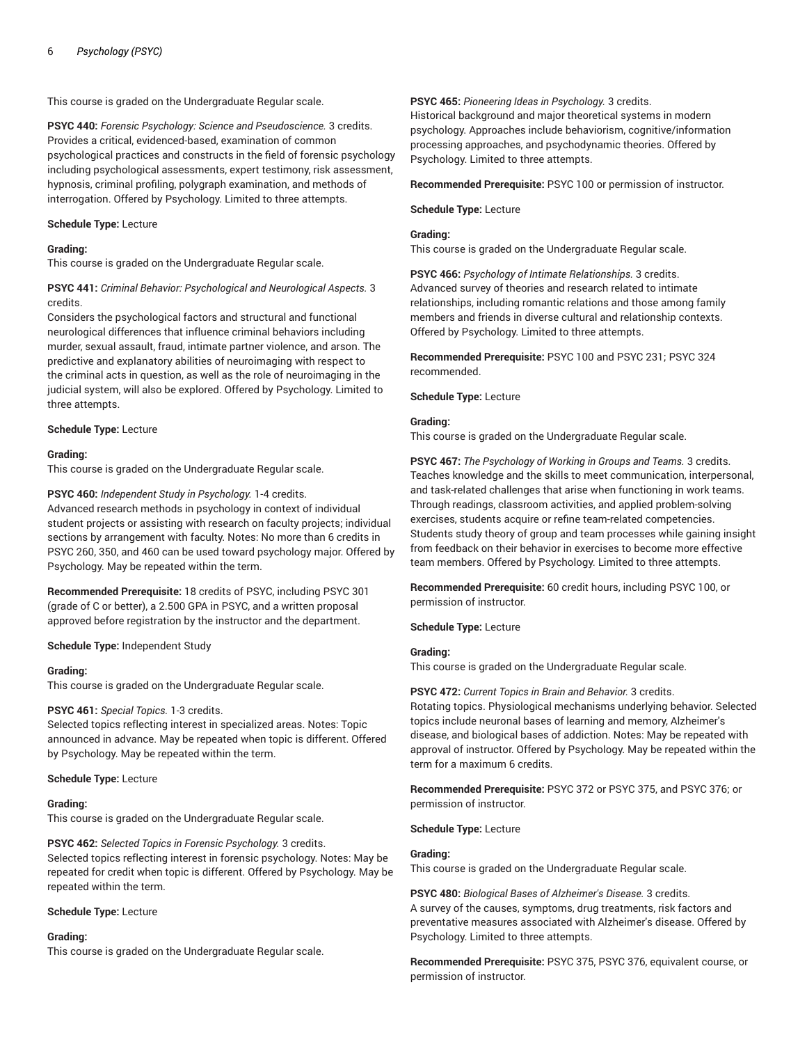This course is graded on the Undergraduate Regular scale.

**PSYC 440:** *Forensic Psychology: Science and Pseudoscience.* 3 credits.
Provides a critical, evidenced-based, examination of common psychological practices and constructs in the field of forensic psychology including psychological assessments, expert testimony, risk assessment, hypnosis, criminal profiling, polygraph examination, and methods of interrogation. Offered by Psychology. Limited to three attempts.

**Schedule Type:** Lecture

**Grading:**
This course is graded on the Undergraduate Regular scale.

**PSYC 441:** *Criminal Behavior: Psychological and Neurological Aspects.* 3 credits.
Considers the psychological factors and structural and functional neurological differences that influence criminal behaviors including murder, sexual assault, fraud, intimate partner violence, and arson. The predictive and explanatory abilities of neuroimaging with respect to the criminal acts in question, as well as the role of neuroimaging in the judicial system, will also be explored. Offered by Psychology. Limited to three attempts.

**Schedule Type:** Lecture

**Grading:**
This course is graded on the Undergraduate Regular scale.

**PSYC 460:** *Independent Study in Psychology.* 1-4 credits.
Advanced research methods in psychology in context of individual student projects or assisting with research on faculty projects; individual sections by arrangement with faculty. Notes: No more than 6 credits in PSYC 260, 350, and 460 can be used toward psychology major. Offered by Psychology. May be repeated within the term.

**Recommended Prerequisite:** 18 credits of PSYC, including PSYC 301 (grade of C or better), a 2.500 GPA in PSYC, and a written proposal approved before registration by the instructor and the department.

**Schedule Type:** Independent Study

**Grading:**
This course is graded on the Undergraduate Regular scale.

**PSYC 461:** *Special Topics.* 1-3 credits.
Selected topics reflecting interest in specialized areas. Notes: Topic announced in advance. May be repeated when topic is different. Offered by Psychology. May be repeated within the term.

**Schedule Type:** Lecture

**Grading:**
This course is graded on the Undergraduate Regular scale.

**PSYC 462:** *Selected Topics in Forensic Psychology.* 3 credits.
Selected topics reflecting interest in forensic psychology. Notes: May be repeated for credit when topic is different. Offered by Psychology. May be repeated within the term.

**Schedule Type:** Lecture

**Grading:**
This course is graded on the Undergraduate Regular scale.

**PSYC 465:** *Pioneering Ideas in Psychology.* 3 credits.
Historical background and major theoretical systems in modern psychology. Approaches include behaviorism, cognitive/information processing approaches, and psychodynamic theories. Offered by Psychology. Limited to three attempts.

**Recommended Prerequisite:** PSYC 100 or permission of instructor.

**Schedule Type:** Lecture

**Grading:**
This course is graded on the Undergraduate Regular scale.

**PSYC 466:** *Psychology of Intimate Relationships.* 3 credits.
Advanced survey of theories and research related to intimate relationships, including romantic relations and those among family members and friends in diverse cultural and relationship contexts. Offered by Psychology. Limited to three attempts.

**Recommended Prerequisite:** PSYC 100 and PSYC 231; PSYC 324 recommended.

**Schedule Type:** Lecture

**Grading:**
This course is graded on the Undergraduate Regular scale.

**PSYC 467:** *The Psychology of Working in Groups and Teams.* 3 credits.
Teaches knowledge and the skills to meet communication, interpersonal, and task-related challenges that arise when functioning in work teams. Through readings, classroom activities, and applied problem-solving exercises, students acquire or refine team-related competencies. Students study theory of group and team processes while gaining insight from feedback on their behavior in exercises to become more effective team members. Offered by Psychology. Limited to three attempts.

**Recommended Prerequisite:** 60 credit hours, including PSYC 100, or permission of instructor.

**Schedule Type:** Lecture

**Grading:**
This course is graded on the Undergraduate Regular scale.

**PSYC 472:** *Current Topics in Brain and Behavior.* 3 credits.
Rotating topics. Physiological mechanisms underlying behavior. Selected topics include neuronal bases of learning and memory, Alzheimer's disease, and biological bases of addiction. Notes: May be repeated with approval of instructor. Offered by Psychology. May be repeated within the term for a maximum 6 credits.

**Recommended Prerequisite:** PSYC 372 or PSYC 375, and PSYC 376; or permission of instructor.

**Schedule Type:** Lecture

**Grading:**
This course is graded on the Undergraduate Regular scale.

**PSYC 480:** *Biological Bases of Alzheimer's Disease.* 3 credits.
A survey of the causes, symptoms, drug treatments, risk factors and preventative measures associated with Alzheimer's disease. Offered by Psychology. Limited to three attempts.

**Recommended Prerequisite:** PSYC 375, PSYC 376, equivalent course, or permission of instructor.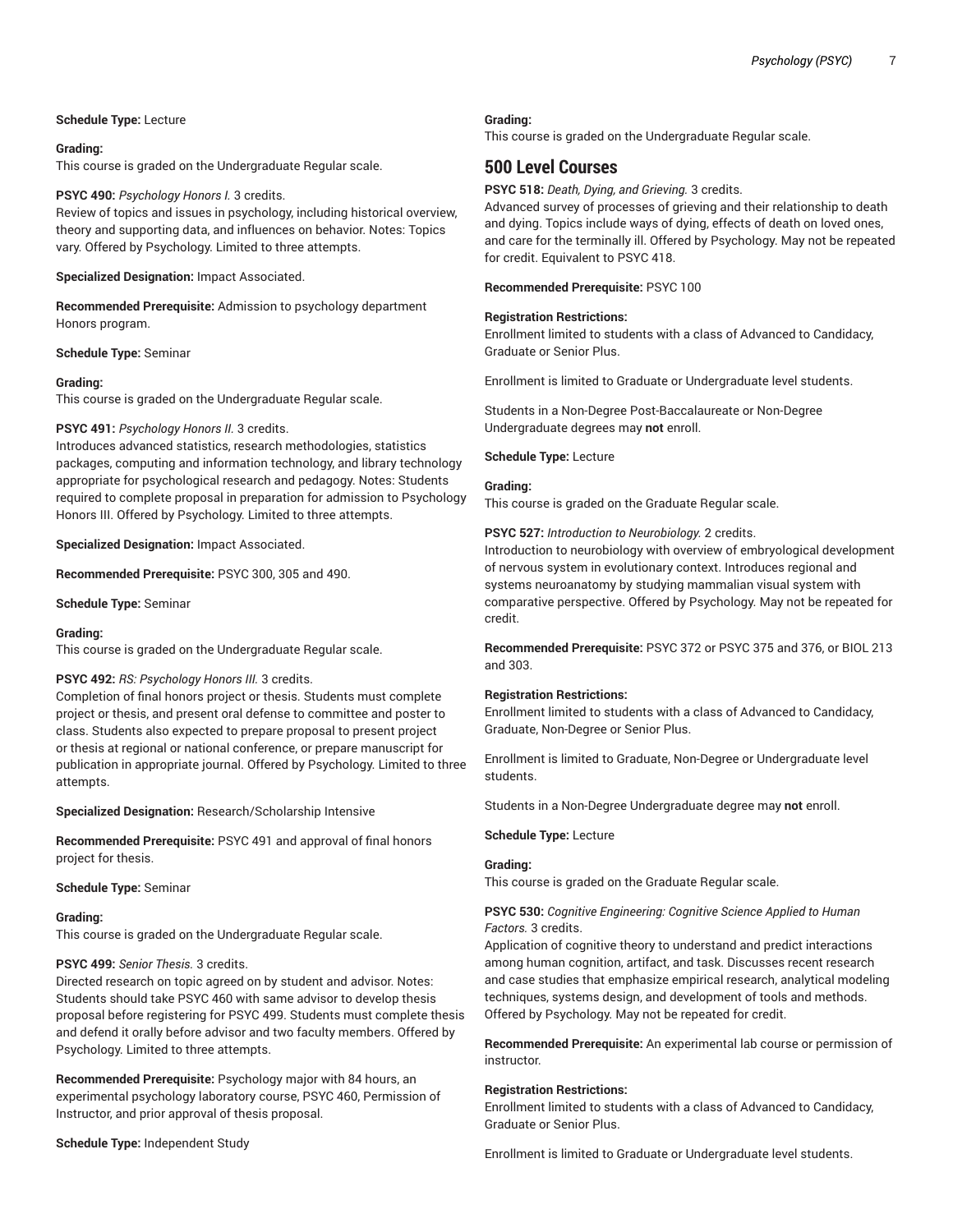**Schedule Type:** Lecture

**Grading:**
This course is graded on the Undergraduate Regular scale.

**PSYC 490:** *Psychology Honors I.* 3 credits.
Review of topics and issues in psychology, including historical overview, theory and supporting data, and influences on behavior. Notes: Topics vary. Offered by Psychology. Limited to three attempts.

**Specialized Designation:** Impact Associated.

**Recommended Prerequisite:** Admission to psychology department Honors program.

**Schedule Type:** Seminar

**Grading:**
This course is graded on the Undergraduate Regular scale.

**PSYC 491:** *Psychology Honors II.* 3 credits.
Introduces advanced statistics, research methodologies, statistics packages, computing and information technology, and library technology appropriate for psychological research and pedagogy. Notes: Students required to complete proposal in preparation for admission to Psychology Honors III. Offered by Psychology. Limited to three attempts.

**Specialized Designation:** Impact Associated.

**Recommended Prerequisite:** PSYC 300, 305 and 490.

**Schedule Type:** Seminar

**Grading:**
This course is graded on the Undergraduate Regular scale.

**PSYC 492:** *RS: Psychology Honors III.* 3 credits.
Completion of final honors project or thesis. Students must complete project or thesis, and present oral defense to committee and poster to class. Students also expected to prepare proposal to present project or thesis at regional or national conference, or prepare manuscript for publication in appropriate journal. Offered by Psychology. Limited to three attempts.

**Specialized Designation:** Research/Scholarship Intensive

**Recommended Prerequisite:** PSYC 491 and approval of final honors project for thesis.

**Schedule Type:** Seminar

**Grading:**
This course is graded on the Undergraduate Regular scale.

**PSYC 499:** *Senior Thesis.* 3 credits.
Directed research on topic agreed on by student and advisor. Notes: Students should take PSYC 460 with same advisor to develop thesis proposal before registering for PSYC 499. Students must complete thesis and defend it orally before advisor and two faculty members. Offered by Psychology. Limited to three attempts.

**Recommended Prerequisite:** Psychology major with 84 hours, an experimental psychology laboratory course, PSYC 460, Permission of Instructor, and prior approval of thesis proposal.

**Schedule Type:** Independent Study

**Grading:**
This course is graded on the Undergraduate Regular scale.

## 500 Level Courses

**PSYC 518:** *Death, Dying, and Grieving.* 3 credits.
Advanced survey of processes of grieving and their relationship to death and dying. Topics include ways of dying, effects of death on loved ones, and care for the terminally ill. Offered by Psychology. May not be repeated for credit. Equivalent to PSYC 418.

**Recommended Prerequisite:** PSYC 100

**Registration Restrictions:**
Enrollment limited to students with a class of Advanced to Candidacy, Graduate or Senior Plus.

Enrollment is limited to Graduate or Undergraduate level students.

Students in a Non-Degree Post-Baccalaureate or Non-Degree Undergraduate degrees may **not** enroll.

**Schedule Type:** Lecture

**Grading:**
This course is graded on the Graduate Regular scale.

**PSYC 527:** *Introduction to Neurobiology.* 2 credits.
Introduction to neurobiology with overview of embryological development of nervous system in evolutionary context. Introduces regional and systems neuroanatomy by studying mammalian visual system with comparative perspective. Offered by Psychology. May not be repeated for credit.

**Recommended Prerequisite:** PSYC 372 or PSYC 375 and 376, or BIOL 213 and 303.

**Registration Restrictions:**
Enrollment limited to students with a class of Advanced to Candidacy, Graduate, Non-Degree or Senior Plus.

Enrollment is limited to Graduate, Non-Degree or Undergraduate level students.

Students in a Non-Degree Undergraduate degree may **not** enroll.

**Schedule Type:** Lecture

**Grading:**
This course is graded on the Graduate Regular scale.

**PSYC 530:** *Cognitive Engineering: Cognitive Science Applied to Human Factors.* 3 credits.
Application of cognitive theory to understand and predict interactions among human cognition, artifact, and task. Discusses recent research and case studies that emphasize empirical research, analytical modeling techniques, systems design, and development of tools and methods. Offered by Psychology. May not be repeated for credit.

**Recommended Prerequisite:** An experimental lab course or permission of instructor.

**Registration Restrictions:**
Enrollment limited to students with a class of Advanced to Candidacy, Graduate or Senior Plus.

Enrollment is limited to Graduate or Undergraduate level students.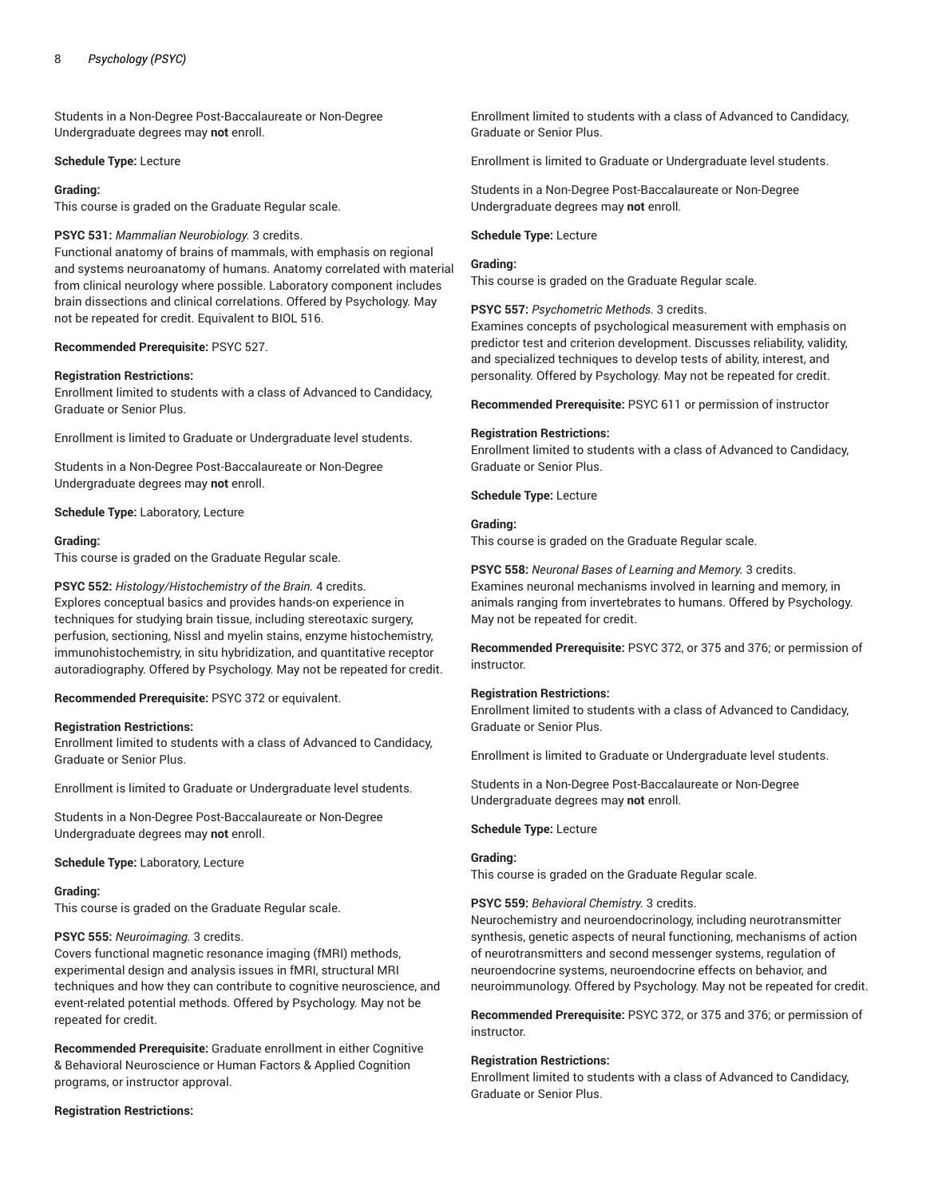Students in a Non-Degree Post-Baccalaureate or Non-Degree Undergraduate degrees may **not** enroll.

**Schedule Type:** Lecture

**Grading:**
This course is graded on the Graduate Regular scale.

**PSYC 531:** *Mammalian Neurobiology.* 3 credits.
Functional anatomy of brains of mammals, with emphasis on regional and systems neuroanatomy of humans. Anatomy correlated with material from clinical neurology where possible. Laboratory component includes brain dissections and clinical correlations. Offered by Psychology. May not be repeated for credit. Equivalent to BIOL 516.

**Recommended Prerequisite:** PSYC 527.

**Registration Restrictions:**
Enrollment limited to students with a class of Advanced to Candidacy, Graduate or Senior Plus.

Enrollment is limited to Graduate or Undergraduate level students.

Students in a Non-Degree Post-Baccalaureate or Non-Degree Undergraduate degrees may **not** enroll.

**Schedule Type:** Laboratory, Lecture

**Grading:**
This course is graded on the Graduate Regular scale.

**PSYC 552:** *Histology/Histochemistry of the Brain.* 4 credits.
Explores conceptual basics and provides hands-on experience in techniques for studying brain tissue, including stereotaxic surgery, perfusion, sectioning, Nissl and myelin stains, enzyme histochemistry, immunohistochemistry, in situ hybridization, and quantitative receptor autoradiography. Offered by Psychology. May not be repeated for credit.

**Recommended Prerequisite:** PSYC 372 or equivalent.

**Registration Restrictions:**
Enrollment limited to students with a class of Advanced to Candidacy, Graduate or Senior Plus.

Enrollment is limited to Graduate or Undergraduate level students.

Students in a Non-Degree Post-Baccalaureate or Non-Degree Undergraduate degrees may **not** enroll.

**Schedule Type:** Laboratory, Lecture

**Grading:**
This course is graded on the Graduate Regular scale.

**PSYC 555:** *Neuroimaging.* 3 credits.
Covers functional magnetic resonance imaging (fMRI) methods, experimental design and analysis issues in fMRI, structural MRI techniques and how they can contribute to cognitive neuroscience, and event-related potential methods. Offered by Psychology. May not be repeated for credit.

**Recommended Prerequisite:** Graduate enrollment in either Cognitive & Behavioral Neuroscience or Human Factors & Applied Cognition programs, or instructor approval.

**Registration Restrictions:**
Enrollment limited to students with a class of Advanced to Candidacy, Graduate or Senior Plus.

Enrollment is limited to Graduate or Undergraduate level students.

Students in a Non-Degree Post-Baccalaureate or Non-Degree Undergraduate degrees may **not** enroll.

**Schedule Type:** Lecture

**Grading:**
This course is graded on the Graduate Regular scale.

**PSYC 557:** *Psychometric Methods.* 3 credits.
Examines concepts of psychological measurement with emphasis on predictor test and criterion development. Discusses reliability, validity, and specialized techniques to develop tests of ability, interest, and personality. Offered by Psychology. May not be repeated for credit.

**Recommended Prerequisite:** PSYC 611 or permission of instructor

**Registration Restrictions:**
Enrollment limited to students with a class of Advanced to Candidacy, Graduate or Senior Plus.

**Schedule Type:** Lecture

**Grading:**
This course is graded on the Graduate Regular scale.

**PSYC 558:** *Neuronal Bases of Learning and Memory.* 3 credits.
Examines neuronal mechanisms involved in learning and memory, in animals ranging from invertebrates to humans. Offered by Psychology. May not be repeated for credit.

**Recommended Prerequisite:** PSYC 372, or 375 and 376; or permission of instructor.

**Registration Restrictions:**
Enrollment limited to students with a class of Advanced to Candidacy, Graduate or Senior Plus.

Enrollment is limited to Graduate or Undergraduate level students.

Students in a Non-Degree Post-Baccalaureate or Non-Degree Undergraduate degrees may **not** enroll.

**Schedule Type:** Lecture

**Grading:**
This course is graded on the Graduate Regular scale.

**PSYC 559:** *Behavioral Chemistry.* 3 credits.
Neurochemistry and neuroendocrinology, including neurotransmitter synthesis, genetic aspects of neural functioning, mechanisms of action of neurotransmitters and second messenger systems, regulation of neuroendocrine systems, neuroendocrine effects on behavior, and neuroimmunology. Offered by Psychology. May not be repeated for credit.

**Recommended Prerequisite:** PSYC 372, or 375 and 376; or permission of instructor.

**Registration Restrictions:**
Enrollment limited to students with a class of Advanced to Candidacy, Graduate or Senior Plus.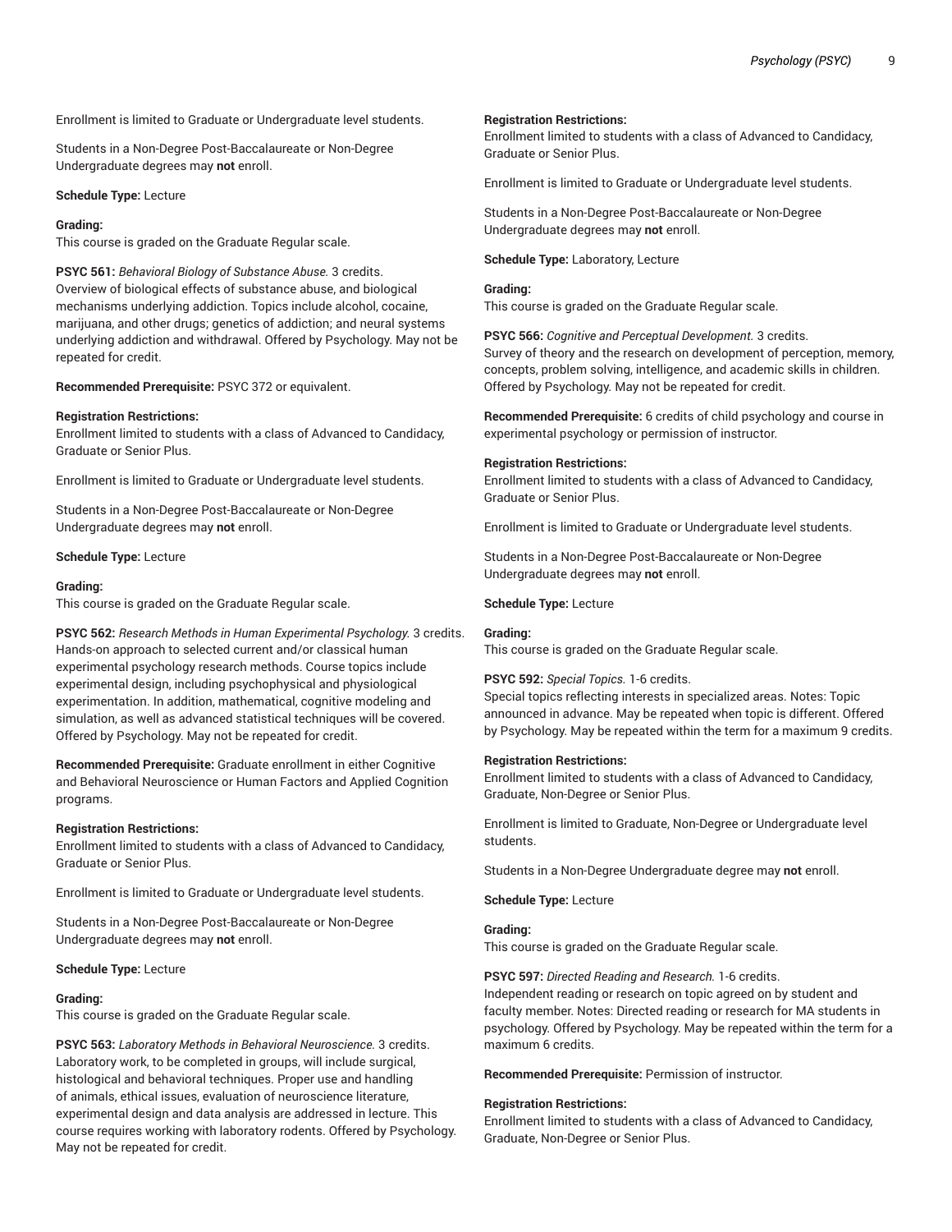Enrollment is limited to Graduate or Undergraduate level students.

Students in a Non-Degree Post-Baccalaureate or Non-Degree Undergraduate degrees may **not** enroll.

**Schedule Type:** Lecture

**Grading:**
This course is graded on the Graduate Regular scale.

**PSYC 561:** *Behavioral Biology of Substance Abuse.* 3 credits.
Overview of biological effects of substance abuse, and biological mechanisms underlying addiction. Topics include alcohol, cocaine, marijuana, and other drugs; genetics of addiction; and neural systems underlying addiction and withdrawal. Offered by Psychology. May not be repeated for credit.

**Recommended Prerequisite:** PSYC 372 or equivalent.

**Registration Restrictions:**
Enrollment limited to students with a class of Advanced to Candidacy, Graduate or Senior Plus.

Enrollment is limited to Graduate or Undergraduate level students.

Students in a Non-Degree Post-Baccalaureate or Non-Degree Undergraduate degrees may **not** enroll.

**Schedule Type:** Lecture

**Grading:**
This course is graded on the Graduate Regular scale.

**PSYC 562:** *Research Methods in Human Experimental Psychology.* 3 credits.
Hands-on approach to selected current and/or classical human experimental psychology research methods. Course topics include experimental design, including psychophysical and physiological experimentation. In addition, mathematical, cognitive modeling and simulation, as well as advanced statistical techniques will be covered. Offered by Psychology. May not be repeated for credit.

**Recommended Prerequisite:** Graduate enrollment in either Cognitive and Behavioral Neuroscience or Human Factors and Applied Cognition programs.

**Registration Restrictions:**
Enrollment limited to students with a class of Advanced to Candidacy, Graduate or Senior Plus.

Enrollment is limited to Graduate or Undergraduate level students.

Students in a Non-Degree Post-Baccalaureate or Non-Degree Undergraduate degrees may **not** enroll.

**Schedule Type:** Lecture

**Grading:**
This course is graded on the Graduate Regular scale.

**PSYC 563:** *Laboratory Methods in Behavioral Neuroscience.* 3 credits.
Laboratory work, to be completed in groups, will include surgical, histological and behavioral techniques. Proper use and handling of animals, ethical issues, evaluation of neuroscience literature, experimental design and data analysis are addressed in lecture. This course requires working with laboratory rodents. Offered by Psychology. May not be repeated for credit.

**Registration Restrictions:**
Enrollment limited to students with a class of Advanced to Candidacy, Graduate or Senior Plus.

Enrollment is limited to Graduate or Undergraduate level students.

Students in a Non-Degree Post-Baccalaureate or Non-Degree Undergraduate degrees may **not** enroll.

**Schedule Type:** Laboratory, Lecture

**Grading:**
This course is graded on the Graduate Regular scale.

**PSYC 566:** *Cognitive and Perceptual Development.* 3 credits.
Survey of theory and the research on development of perception, memory, concepts, problem solving, intelligence, and academic skills in children. Offered by Psychology. May not be repeated for credit.

**Recommended Prerequisite:** 6 credits of child psychology and course in experimental psychology or permission of instructor.

**Registration Restrictions:**
Enrollment limited to students with a class of Advanced to Candidacy, Graduate or Senior Plus.

Enrollment is limited to Graduate or Undergraduate level students.

Students in a Non-Degree Post-Baccalaureate or Non-Degree Undergraduate degrees may **not** enroll.

**Schedule Type:** Lecture

**Grading:**
This course is graded on the Graduate Regular scale.

**PSYC 592:** *Special Topics.* 1-6 credits.
Special topics reflecting interests in specialized areas. Notes: Topic announced in advance. May be repeated when topic is different. Offered by Psychology. May be repeated within the term for a maximum 9 credits.

**Registration Restrictions:**
Enrollment limited to students with a class of Advanced to Candidacy, Graduate, Non-Degree or Senior Plus.

Enrollment is limited to Graduate, Non-Degree or Undergraduate level students.

Students in a Non-Degree Undergraduate degree may **not** enroll.

**Schedule Type:** Lecture

**Grading:**
This course is graded on the Graduate Regular scale.

**PSYC 597:** *Directed Reading and Research.* 1-6 credits.
Independent reading or research on topic agreed on by student and faculty member. Notes: Directed reading or research for MA students in psychology. Offered by Psychology. May be repeated within the term for a maximum 6 credits.

**Recommended Prerequisite:** Permission of instructor.

**Registration Restrictions:**
Enrollment limited to students with a class of Advanced to Candidacy, Graduate, Non-Degree or Senior Plus.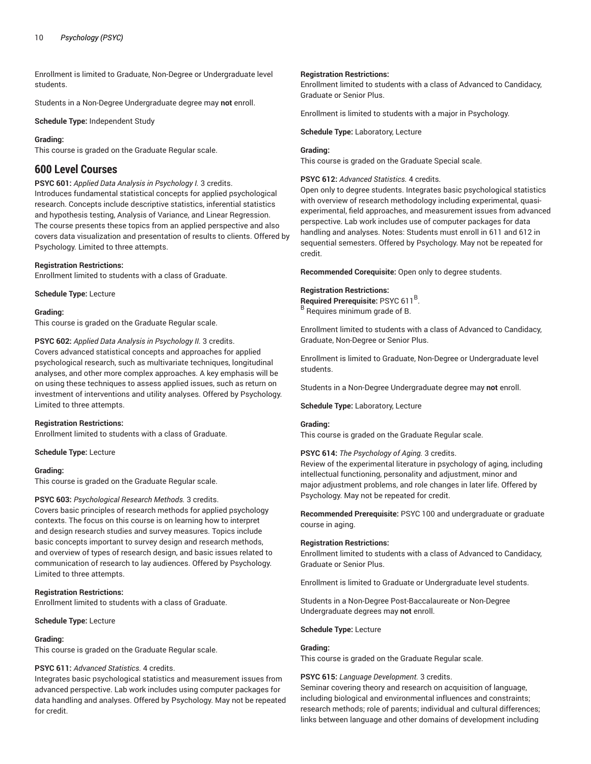Enrollment is limited to Graduate, Non-Degree or Undergraduate level students.

Students in a Non-Degree Undergraduate degree may **not** enroll.

**Schedule Type:** Independent Study

**Grading:**
This course is graded on the Graduate Regular scale.

## 600 Level Courses

**PSYC 601:** *Applied Data Analysis in Psychology I.* 3 credits.
Introduces fundamental statistical concepts for applied psychological research. Concepts include descriptive statistics, inferential statistics and hypothesis testing, Analysis of Variance, and Linear Regression. The course presents these topics from an applied perspective and also covers data visualization and presentation of results to clients. Offered by Psychology. Limited to three attempts.

**Registration Restrictions:**
Enrollment limited to students with a class of Graduate.

**Schedule Type:** Lecture

**Grading:**
This course is graded on the Graduate Regular scale.

**PSYC 602:** *Applied Data Analysis in Psychology II.* 3 credits.
Covers advanced statistical concepts and approaches for applied psychological research, such as multivariate techniques, longitudinal analyses, and other more complex approaches. A key emphasis will be on using these techniques to assess applied issues, such as return on investment of interventions and utility analyses. Offered by Psychology. Limited to three attempts.

**Registration Restrictions:**
Enrollment limited to students with a class of Graduate.

**Schedule Type:** Lecture

**Grading:**
This course is graded on the Graduate Regular scale.

**PSYC 603:** *Psychological Research Methods.* 3 credits.
Covers basic principles of research methods for applied psychology contexts. The focus on this course is on learning how to interpret and design research studies and survey measures. Topics include basic concepts important to survey design and research methods, and overview of types of research design, and basic issues related to communication of research to lay audiences. Offered by Psychology. Limited to three attempts.

**Registration Restrictions:**
Enrollment limited to students with a class of Graduate.

**Schedule Type:** Lecture

**Grading:**
This course is graded on the Graduate Regular scale.

**PSYC 611:** *Advanced Statistics.* 4 credits.
Integrates basic psychological statistics and measurement issues from advanced perspective. Lab work includes using computer packages for data handling and analyses. Offered by Psychology. May not be repeated for credit.

**Registration Restrictions:**
Enrollment limited to students with a class of Advanced to Candidacy, Graduate or Senior Plus.

Enrollment is limited to students with a major in Psychology.

**Schedule Type:** Laboratory, Lecture

**Grading:**
This course is graded on the Graduate Special scale.

**PSYC 612:** *Advanced Statistics.* 4 credits.
Open only to degree students. Integrates basic psychological statistics with overview of research methodology including experimental, quasi-experimental, field approaches, and measurement issues from advanced perspective. Lab work includes use of computer packages for data handling and analyses. Notes: Students must enroll in 611 and 612 in sequential semesters. Offered by Psychology. May not be repeated for credit.

**Recommended Corequisite:** Open only to degree students.

**Registration Restrictions:**
**Required Prerequisite:** PSYC 611[B].
[B] Requires minimum grade of B.

Enrollment limited to students with a class of Advanced to Candidacy, Graduate, Non-Degree or Senior Plus.

Enrollment is limited to Graduate, Non-Degree or Undergraduate level students.

Students in a Non-Degree Undergraduate degree may **not** enroll.

**Schedule Type:** Laboratory, Lecture

**Grading:**
This course is graded on the Graduate Regular scale.

**PSYC 614:** *The Psychology of Aging.* 3 credits.
Review of the experimental literature in psychology of aging, including intellectual functioning, personality and adjustment, minor and major adjustment problems, and role changes in later life. Offered by Psychology. May not be repeated for credit.

**Recommended Prerequisite:** PSYC 100 and undergraduate or graduate course in aging.

**Registration Restrictions:**
Enrollment limited to students with a class of Advanced to Candidacy, Graduate or Senior Plus.

Enrollment is limited to Graduate or Undergraduate level students.

Students in a Non-Degree Post-Baccalaureate or Non-Degree Undergraduate degrees may **not** enroll.

**Schedule Type:** Lecture

**Grading:**
This course is graded on the Graduate Regular scale.

**PSYC 615:** *Language Development.* 3 credits.
Seminar covering theory and research on acquisition of language, including biological and environmental influences and constraints; research methods; role of parents; individual and cultural differences; links between language and other domains of development including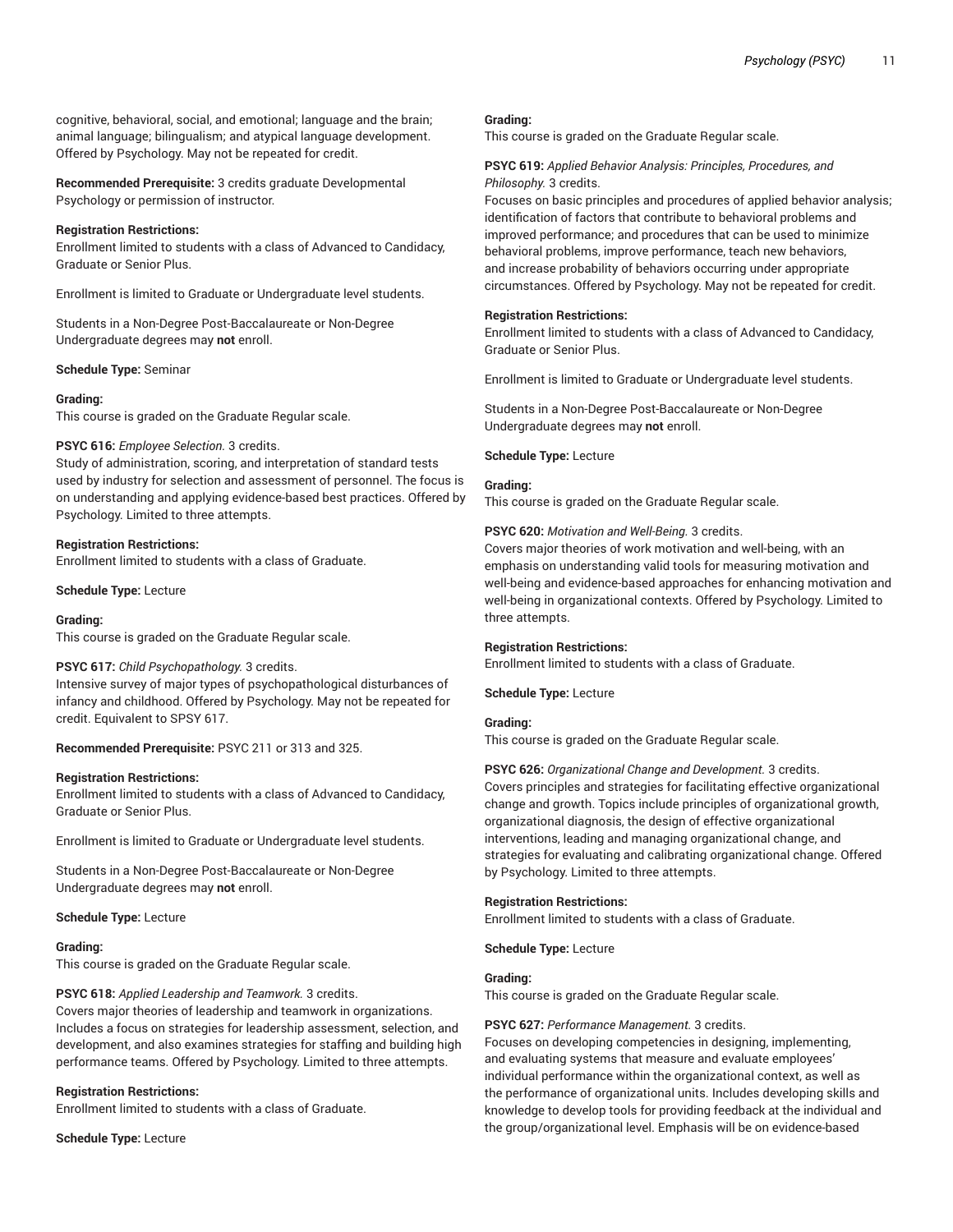cognitive, behavioral, social, and emotional; language and the brain; animal language; bilingualism; and atypical language development. Offered by Psychology. May not be repeated for credit.

**Recommended Prerequisite:** 3 credits graduate Developmental Psychology or permission of instructor.

**Registration Restrictions:**
Enrollment limited to students with a class of Advanced to Candidacy, Graduate or Senior Plus.

Enrollment is limited to Graduate or Undergraduate level students.

Students in a Non-Degree Post-Baccalaureate or Non-Degree Undergraduate degrees may **not** enroll.

**Schedule Type:** Seminar

**Grading:**
This course is graded on the Graduate Regular scale.

**PSYC 616:** *Employee Selection.* 3 credits.
Study of administration, scoring, and interpretation of standard tests used by industry for selection and assessment of personnel. The focus is on understanding and applying evidence-based best practices. Offered by Psychology. Limited to three attempts.

**Registration Restrictions:**
Enrollment limited to students with a class of Graduate.

**Schedule Type:** Lecture

**Grading:**
This course is graded on the Graduate Regular scale.

**PSYC 617:** *Child Psychopathology.* 3 credits.
Intensive survey of major types of psychopathological disturbances of infancy and childhood. Offered by Psychology. May not be repeated for credit. Equivalent to SPSY 617.

**Recommended Prerequisite:** PSYC 211 or 313 and 325.

**Registration Restrictions:**
Enrollment limited to students with a class of Advanced to Candidacy, Graduate or Senior Plus.

Enrollment is limited to Graduate or Undergraduate level students.

Students in a Non-Degree Post-Baccalaureate or Non-Degree Undergraduate degrees may **not** enroll.

**Schedule Type:** Lecture

**Grading:**
This course is graded on the Graduate Regular scale.

**PSYC 618:** *Applied Leadership and Teamwork.* 3 credits.
Covers major theories of leadership and teamwork in organizations. Includes a focus on strategies for leadership assessment, selection, and development, and also examines strategies for staffing and building high performance teams. Offered by Psychology. Limited to three attempts.

**Registration Restrictions:**
Enrollment limited to students with a class of Graduate.

**Schedule Type:** Lecture

**Grading:**
This course is graded on the Graduate Regular scale.

**PSYC 619:** *Applied Behavior Analysis: Principles, Procedures, and Philosophy.* 3 credits.
Focuses on basic principles and procedures of applied behavior analysis; identification of factors that contribute to behavioral problems and improved performance; and procedures that can be used to minimize behavioral problems, improve performance, teach new behaviors, and increase probability of behaviors occurring under appropriate circumstances. Offered by Psychology. May not be repeated for credit.

**Registration Restrictions:**
Enrollment limited to students with a class of Advanced to Candidacy, Graduate or Senior Plus.

Enrollment is limited to Graduate or Undergraduate level students.

Students in a Non-Degree Post-Baccalaureate or Non-Degree Undergraduate degrees may **not** enroll.

**Schedule Type:** Lecture

**Grading:**
This course is graded on the Graduate Regular scale.

**PSYC 620:** *Motivation and Well-Being.* 3 credits.
Covers major theories of work motivation and well-being, with an emphasis on understanding valid tools for measuring motivation and well-being and evidence-based approaches for enhancing motivation and well-being in organizational contexts. Offered by Psychology. Limited to three attempts.

**Registration Restrictions:**
Enrollment limited to students with a class of Graduate.

**Schedule Type:** Lecture

**Grading:**
This course is graded on the Graduate Regular scale.

**PSYC 626:** *Organizational Change and Development.* 3 credits.
Covers principles and strategies for facilitating effective organizational change and growth. Topics include principles of organizational growth, organizational diagnosis, the design of effective organizational interventions, leading and managing organizational change, and strategies for evaluating and calibrating organizational change. Offered by Psychology. Limited to three attempts.

**Registration Restrictions:**
Enrollment limited to students with a class of Graduate.

**Schedule Type:** Lecture

**Grading:**
This course is graded on the Graduate Regular scale.

**PSYC 627:** *Performance Management.* 3 credits.
Focuses on developing competencies in designing, implementing, and evaluating systems that measure and evaluate employees' individual performance within the organizational context, as well as the performance of organizational units. Includes developing skills and knowledge to develop tools for providing feedback at the individual and the group/organizational level. Emphasis will be on evidence-based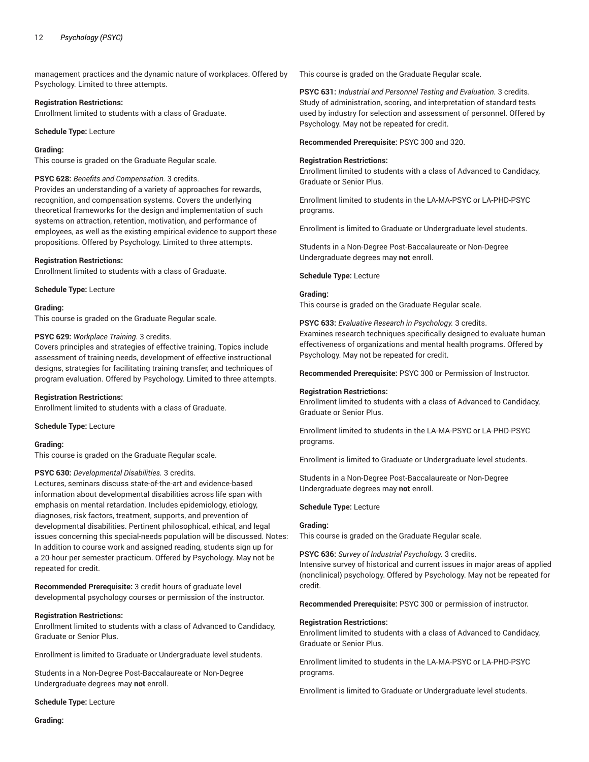management practices and the dynamic nature of workplaces. Offered by Psychology. Limited to three attempts.

**Registration Restrictions:**
Enrollment limited to students with a class of Graduate.

**Schedule Type:** Lecture

**Grading:**
This course is graded on the Graduate Regular scale.

**PSYC 628:** *Benefits and Compensation.* 3 credits.
Provides an understanding of a variety of approaches for rewards, recognition, and compensation systems. Covers the underlying theoretical frameworks for the design and implementation of such systems on attraction, retention, motivation, and performance of employees, as well as the existing empirical evidence to support these propositions. Offered by Psychology. Limited to three attempts.

**Registration Restrictions:**
Enrollment limited to students with a class of Graduate.

**Schedule Type:** Lecture

**Grading:**
This course is graded on the Graduate Regular scale.

**PSYC 629:** *Workplace Training.* 3 credits.
Covers principles and strategies of effective training. Topics include assessment of training needs, development of effective instructional designs, strategies for facilitating training transfer, and techniques of program evaluation. Offered by Psychology. Limited to three attempts.

**Registration Restrictions:**
Enrollment limited to students with a class of Graduate.

**Schedule Type:** Lecture

**Grading:**
This course is graded on the Graduate Regular scale.

**PSYC 630:** *Developmental Disabilities.* 3 credits.
Lectures, seminars discuss state-of-the-art and evidence-based information about developmental disabilities across life span with emphasis on mental retardation. Includes epidemiology, etiology, diagnoses, risk factors, treatment, supports, and prevention of developmental disabilities. Pertinent philosophical, ethical, and legal issues concerning this special-needs population will be discussed. Notes: In addition to course work and assigned reading, students sign up for a 20-hour per semester practicum. Offered by Psychology. May not be repeated for credit.

**Recommended Prerequisite:** 3 credit hours of graduate level developmental psychology courses or permission of the instructor.

**Registration Restrictions:**
Enrollment limited to students with a class of Advanced to Candidacy, Graduate or Senior Plus.

Enrollment is limited to Graduate or Undergraduate level students.

Students in a Non-Degree Post-Baccalaureate or Non-Degree Undergraduate degrees may **not** enroll.

**Schedule Type:** Lecture

**Grading:**
This course is graded on the Graduate Regular scale.

**PSYC 631:** *Industrial and Personnel Testing and Evaluation.* 3 credits.
Study of administration, scoring, and interpretation of standard tests used by industry for selection and assessment of personnel. Offered by Psychology. May not be repeated for credit.

**Recommended Prerequisite:** PSYC 300 and 320.

**Registration Restrictions:**
Enrollment limited to students with a class of Advanced to Candidacy, Graduate or Senior Plus.

Enrollment limited to students in the LA-MA-PSYC or LA-PHD-PSYC programs.

Enrollment is limited to Graduate or Undergraduate level students.

Students in a Non-Degree Post-Baccalaureate or Non-Degree Undergraduate degrees may **not** enroll.

**Schedule Type:** Lecture

**Grading:**
This course is graded on the Graduate Regular scale.

**PSYC 633:** *Evaluative Research in Psychology.* 3 credits.
Examines research techniques specifically designed to evaluate human effectiveness of organizations and mental health programs. Offered by Psychology. May not be repeated for credit.

**Recommended Prerequisite:** PSYC 300 or Permission of Instructor.

**Registration Restrictions:**
Enrollment limited to students with a class of Advanced to Candidacy, Graduate or Senior Plus.

Enrollment limited to students in the LA-MA-PSYC or LA-PHD-PSYC programs.

Enrollment is limited to Graduate or Undergraduate level students.

Students in a Non-Degree Post-Baccalaureate or Non-Degree Undergraduate degrees may **not** enroll.

**Schedule Type:** Lecture

**Grading:**
This course is graded on the Graduate Regular scale.

**PSYC 636:** *Survey of Industrial Psychology.* 3 credits.
Intensive survey of historical and current issues in major areas of applied (nonclinical) psychology. Offered by Psychology. May not be repeated for credit.

**Recommended Prerequisite:** PSYC 300 or permission of instructor.

**Registration Restrictions:**
Enrollment limited to students with a class of Advanced to Candidacy, Graduate or Senior Plus.

Enrollment limited to students in the LA-MA-PSYC or LA-PHD-PSYC programs.

Enrollment is limited to Graduate or Undergraduate level students.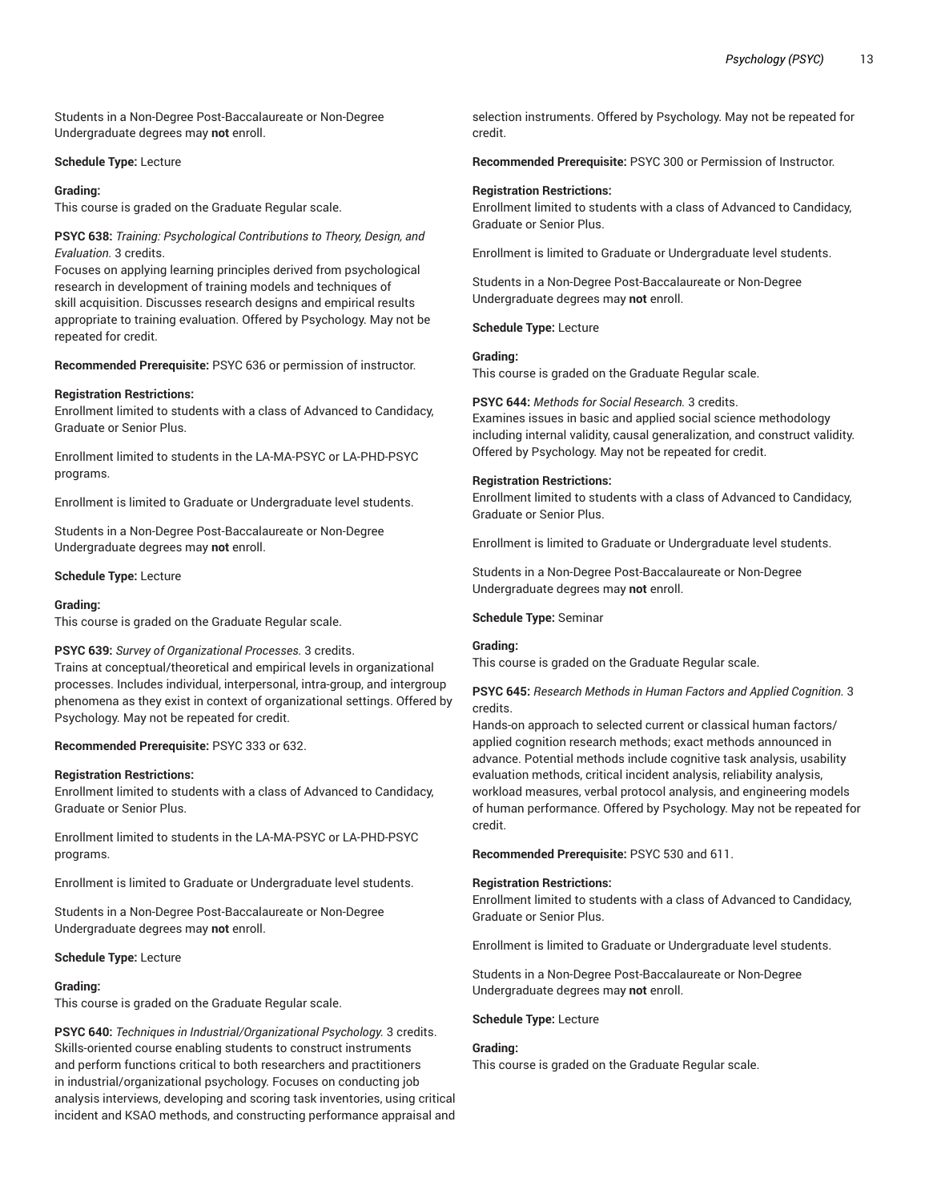Students in a Non-Degree Post-Baccalaureate or Non-Degree Undergraduate degrees may **not** enroll.

**Schedule Type:** Lecture

**Grading:**
This course is graded on the Graduate Regular scale.

**PSYC 638:** *Training: Psychological Contributions to Theory, Design, and Evaluation.* 3 credits.
Focuses on applying learning principles derived from psychological research in development of training models and techniques of skill acquisition. Discusses research designs and empirical results appropriate to training evaluation. Offered by Psychology. May not be repeated for credit.

**Recommended Prerequisite:** PSYC 636 or permission of instructor.

**Registration Restrictions:**
Enrollment limited to students with a class of Advanced to Candidacy, Graduate or Senior Plus.

Enrollment limited to students in the LA-MA-PSYC or LA-PHD-PSYC programs.

Enrollment is limited to Graduate or Undergraduate level students.

Students in a Non-Degree Post-Baccalaureate or Non-Degree Undergraduate degrees may **not** enroll.

**Schedule Type:** Lecture

**Grading:**
This course is graded on the Graduate Regular scale.

**PSYC 639:** *Survey of Organizational Processes.* 3 credits.
Trains at conceptual/theoretical and empirical levels in organizational processes. Includes individual, interpersonal, intra-group, and intergroup phenomena as they exist in context of organizational settings. Offered by Psychology. May not be repeated for credit.

**Recommended Prerequisite:** PSYC 333 or 632.

**Registration Restrictions:**
Enrollment limited to students with a class of Advanced to Candidacy, Graduate or Senior Plus.

Enrollment limited to students in the LA-MA-PSYC or LA-PHD-PSYC programs.

Enrollment is limited to Graduate or Undergraduate level students.

Students in a Non-Degree Post-Baccalaureate or Non-Degree Undergraduate degrees may **not** enroll.

**Schedule Type:** Lecture

**Grading:**
This course is graded on the Graduate Regular scale.

**PSYC 640:** *Techniques in Industrial/Organizational Psychology.* 3 credits.
Skills-oriented course enabling students to construct instruments and perform functions critical to both researchers and practitioners in industrial/organizational psychology. Focuses on conducting job analysis interviews, developing and scoring task inventories, using critical incident and KSAO methods, and constructing performance appraisal and selection instruments. Offered by Psychology. May not be repeated for credit.

**Recommended Prerequisite:** PSYC 300 or Permission of Instructor.

**Registration Restrictions:**
Enrollment limited to students with a class of Advanced to Candidacy, Graduate or Senior Plus.

Enrollment is limited to Graduate or Undergraduate level students.

Students in a Non-Degree Post-Baccalaureate or Non-Degree Undergraduate degrees may **not** enroll.

**Schedule Type:** Lecture

**Grading:**
This course is graded on the Graduate Regular scale.

**PSYC 644:** *Methods for Social Research.* 3 credits.
Examines issues in basic and applied social science methodology including internal validity, causal generalization, and construct validity. Offered by Psychology. May not be repeated for credit.

**Registration Restrictions:**
Enrollment limited to students with a class of Advanced to Candidacy, Graduate or Senior Plus.

Enrollment is limited to Graduate or Undergraduate level students.

Students in a Non-Degree Post-Baccalaureate or Non-Degree Undergraduate degrees may **not** enroll.

**Schedule Type:** Seminar

**Grading:**
This course is graded on the Graduate Regular scale.

**PSYC 645:** *Research Methods in Human Factors and Applied Cognition.* 3 credits.
Hands-on approach to selected current or classical human factors/applied cognition research methods; exact methods announced in advance. Potential methods include cognitive task analysis, usability evaluation methods, critical incident analysis, reliability analysis, workload measures, verbal protocol analysis, and engineering models of human performance. Offered by Psychology. May not be repeated for credit.

**Recommended Prerequisite:** PSYC 530 and 611.

**Registration Restrictions:**
Enrollment limited to students with a class of Advanced to Candidacy, Graduate or Senior Plus.

Enrollment is limited to Graduate or Undergraduate level students.

Students in a Non-Degree Post-Baccalaureate or Non-Degree Undergraduate degrees may **not** enroll.

**Schedule Type:** Lecture

**Grading:**
This course is graded on the Graduate Regular scale.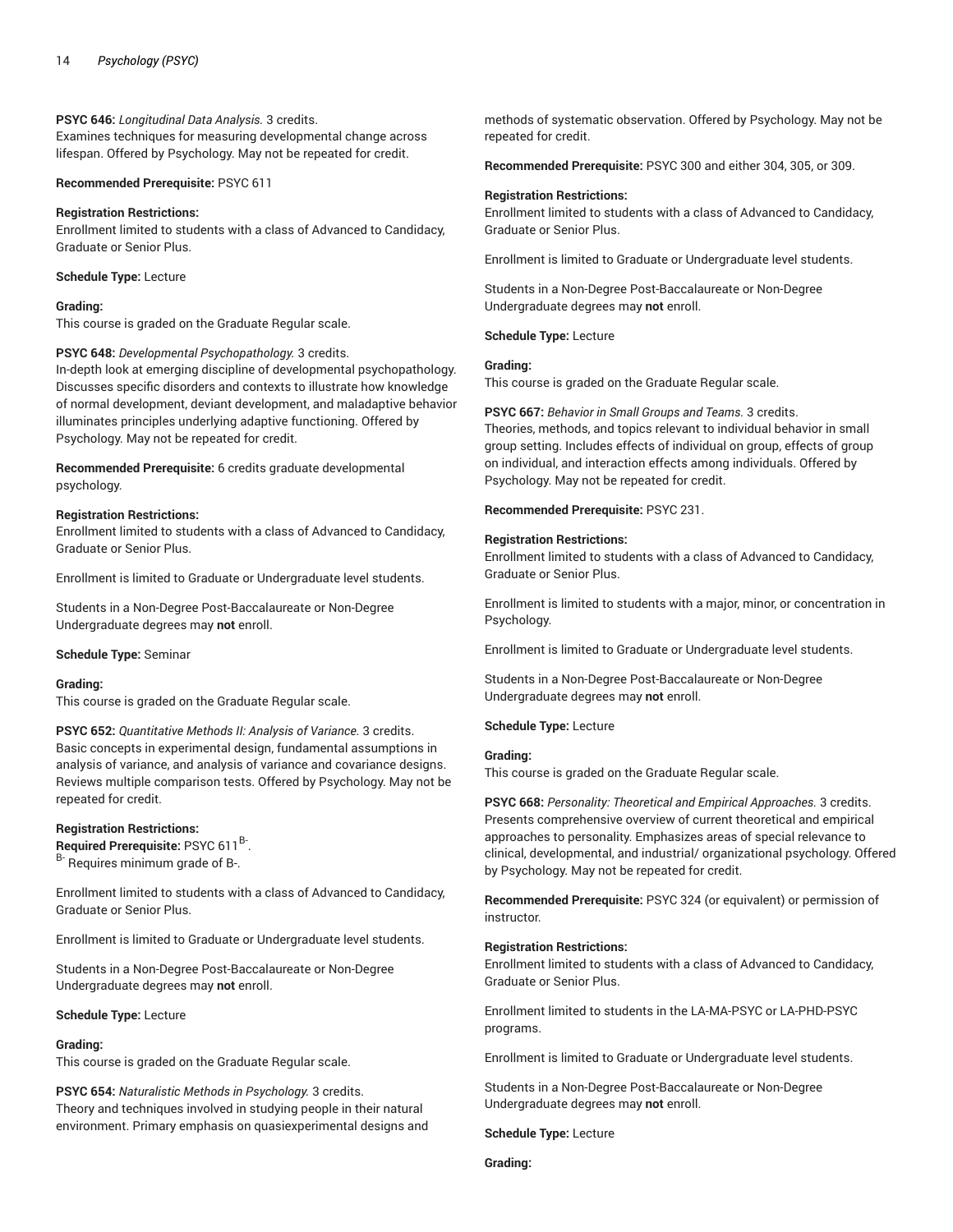**PSYC 646:** *Longitudinal Data Analysis.* 3 credits.
Examines techniques for measuring developmental change across lifespan. Offered by Psychology. May not be repeated for credit.

**Recommended Prerequisite:** PSYC 611

**Registration Restrictions:**
Enrollment limited to students with a class of Advanced to Candidacy, Graduate or Senior Plus.

**Schedule Type:** Lecture

**Grading:**
This course is graded on the Graduate Regular scale.

**PSYC 648:** *Developmental Psychopathology.* 3 credits.
In-depth look at emerging discipline of developmental psychopathology. Discusses specific disorders and contexts to illustrate how knowledge of normal development, deviant development, and maladaptive behavior illuminates principles underlying adaptive functioning. Offered by Psychology. May not be repeated for credit.

**Recommended Prerequisite:** 6 credits graduate developmental psychology.

**Registration Restrictions:**
Enrollment limited to students with a class of Advanced to Candidacy, Graduate or Senior Plus.

Enrollment is limited to Graduate or Undergraduate level students.

Students in a Non-Degree Post-Baccalaureate or Non-Degree Undergraduate degrees may **not** enroll.

**Schedule Type:** Seminar

**Grading:**
This course is graded on the Graduate Regular scale.

**PSYC 652:** *Quantitative Methods II: Analysis of Variance.* 3 credits.
Basic concepts in experimental design, fundamental assumptions in analysis of variance, and analysis of variance and covariance designs. Reviews multiple comparison tests. Offered by Psychology. May not be repeated for credit.

**Registration Restrictions:**
**Required Prerequisite:** PSYC 611[B-].
[B-] Requires minimum grade of B-.

Enrollment limited to students with a class of Advanced to Candidacy, Graduate or Senior Plus.

Enrollment is limited to Graduate or Undergraduate level students.

Students in a Non-Degree Post-Baccalaureate or Non-Degree Undergraduate degrees may **not** enroll.

**Schedule Type:** Lecture

**Grading:**
This course is graded on the Graduate Regular scale.

**PSYC 654:** *Naturalistic Methods in Psychology.* 3 credits.
Theory and techniques involved in studying people in their natural environment. Primary emphasis on quasiexperimental designs and methods of systematic observation. Offered by Psychology. May not be repeated for credit.

**Recommended Prerequisite:** PSYC 300 and either 304, 305, or 309.

**Registration Restrictions:**
Enrollment limited to students with a class of Advanced to Candidacy, Graduate or Senior Plus.

Enrollment is limited to Graduate or Undergraduate level students.

Students in a Non-Degree Post-Baccalaureate or Non-Degree Undergraduate degrees may **not** enroll.

**Schedule Type:** Lecture

**Grading:**
This course is graded on the Graduate Regular scale.

**PSYC 667:** *Behavior in Small Groups and Teams.* 3 credits.
Theories, methods, and topics relevant to individual behavior in small group setting. Includes effects of individual on group, effects of group on individual, and interaction effects among individuals. Offered by Psychology. May not be repeated for credit.

**Recommended Prerequisite:** PSYC 231.

**Registration Restrictions:**
Enrollment limited to students with a class of Advanced to Candidacy, Graduate or Senior Plus.

Enrollment is limited to students with a major, minor, or concentration in Psychology.

Enrollment is limited to Graduate or Undergraduate level students.

Students in a Non-Degree Post-Baccalaureate or Non-Degree Undergraduate degrees may **not** enroll.

**Schedule Type:** Lecture

**Grading:**
This course is graded on the Graduate Regular scale.

**PSYC 668:** *Personality: Theoretical and Empirical Approaches.* 3 credits.
Presents comprehensive overview of current theoretical and empirical approaches to personality. Emphasizes areas of special relevance to clinical, developmental, and industrial/ organizational psychology. Offered by Psychology. May not be repeated for credit.

**Recommended Prerequisite:** PSYC 324 (or equivalent) or permission of instructor.

**Registration Restrictions:**
Enrollment limited to students with a class of Advanced to Candidacy, Graduate or Senior Plus.

Enrollment limited to students in the LA-MA-PSYC or LA-PHD-PSYC programs.

Enrollment is limited to Graduate or Undergraduate level students.

Students in a Non-Degree Post-Baccalaureate or Non-Degree Undergraduate degrees may **not** enroll.

**Schedule Type:** Lecture

**Grading:**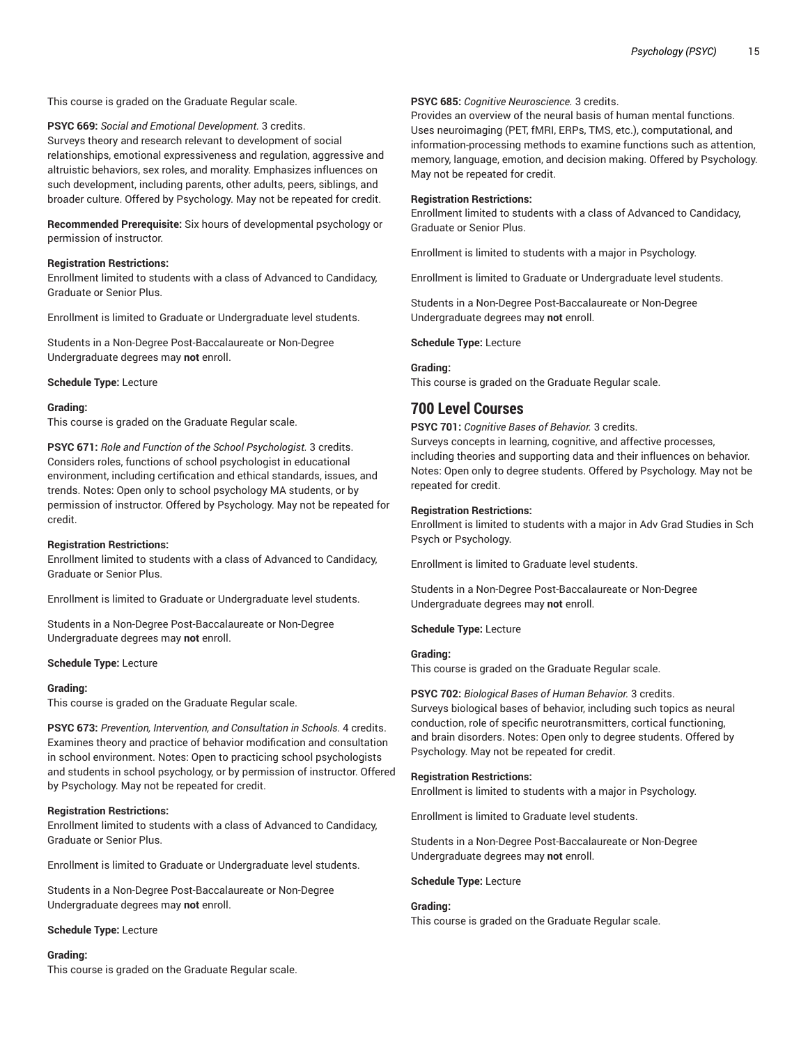This course is graded on the Graduate Regular scale.

**PSYC 669:** *Social and Emotional Development.* 3 credits.
Surveys theory and research relevant to development of social relationships, emotional expressiveness and regulation, aggressive and altruistic behaviors, sex roles, and morality. Emphasizes influences on such development, including parents, other adults, peers, siblings, and broader culture. Offered by Psychology. May not be repeated for credit.

**Recommended Prerequisite:** Six hours of developmental psychology or permission of instructor.

**Registration Restrictions:**
Enrollment limited to students with a class of Advanced to Candidacy, Graduate or Senior Plus.

Enrollment is limited to Graduate or Undergraduate level students.

Students in a Non-Degree Post-Baccalaureate or Non-Degree Undergraduate degrees may **not** enroll.

**Schedule Type:** Lecture

**Grading:**
This course is graded on the Graduate Regular scale.

**PSYC 671:** *Role and Function of the School Psychologist.* 3 credits.
Considers roles, functions of school psychologist in educational environment, including certification and ethical standards, issues, and trends. Notes: Open only to school psychology MA students, or by permission of instructor. Offered by Psychology. May not be repeated for credit.

**Registration Restrictions:**
Enrollment limited to students with a class of Advanced to Candidacy, Graduate or Senior Plus.

Enrollment is limited to Graduate or Undergraduate level students.

Students in a Non-Degree Post-Baccalaureate or Non-Degree Undergraduate degrees may **not** enroll.

**Schedule Type:** Lecture

**Grading:**
This course is graded on the Graduate Regular scale.

**PSYC 673:** *Prevention, Intervention, and Consultation in Schools.* 4 credits.
Examines theory and practice of behavior modification and consultation in school environment. Notes: Open to practicing school psychologists and students in school psychology, or by permission of instructor. Offered by Psychology. May not be repeated for credit.

**Registration Restrictions:**
Enrollment limited to students with a class of Advanced to Candidacy, Graduate or Senior Plus.

Enrollment is limited to Graduate or Undergraduate level students.

Students in a Non-Degree Post-Baccalaureate or Non-Degree Undergraduate degrees may **not** enroll.

**Schedule Type:** Lecture

**Grading:**
This course is graded on the Graduate Regular scale.

**PSYC 685:** *Cognitive Neuroscience.* 3 credits.
Provides an overview of the neural basis of human mental functions. Uses neuroimaging (PET, fMRI, ERPs, TMS, etc.), computational, and information-processing methods to examine functions such as attention, memory, language, emotion, and decision making. Offered by Psychology. May not be repeated for credit.

**Registration Restrictions:**
Enrollment limited to students with a class of Advanced to Candidacy, Graduate or Senior Plus.

Enrollment is limited to students with a major in Psychology.

Enrollment is limited to Graduate or Undergraduate level students.

Students in a Non-Degree Post-Baccalaureate or Non-Degree Undergraduate degrees may **not** enroll.

**Schedule Type:** Lecture

**Grading:**
This course is graded on the Graduate Regular scale.

## 700 Level Courses

**PSYC 701:** *Cognitive Bases of Behavior.* 3 credits.
Surveys concepts in learning, cognitive, and affective processes, including theories and supporting data and their influences on behavior. Notes: Open only to degree students. Offered by Psychology. May not be repeated for credit.

**Registration Restrictions:**
Enrollment is limited to students with a major in Adv Grad Studies in Sch Psych or Psychology.

Enrollment is limited to Graduate level students.

Students in a Non-Degree Post-Baccalaureate or Non-Degree Undergraduate degrees may **not** enroll.

**Schedule Type:** Lecture

**Grading:**
This course is graded on the Graduate Regular scale.

**PSYC 702:** *Biological Bases of Human Behavior.* 3 credits.
Surveys biological bases of behavior, including such topics as neural conduction, role of specific neurotransmitters, cortical functioning, and brain disorders. Notes: Open only to degree students. Offered by Psychology. May not be repeated for credit.

**Registration Restrictions:**
Enrollment is limited to students with a major in Psychology.

Enrollment is limited to Graduate level students.

Students in a Non-Degree Post-Baccalaureate or Non-Degree Undergraduate degrees may **not** enroll.

**Schedule Type:** Lecture

**Grading:**
This course is graded on the Graduate Regular scale.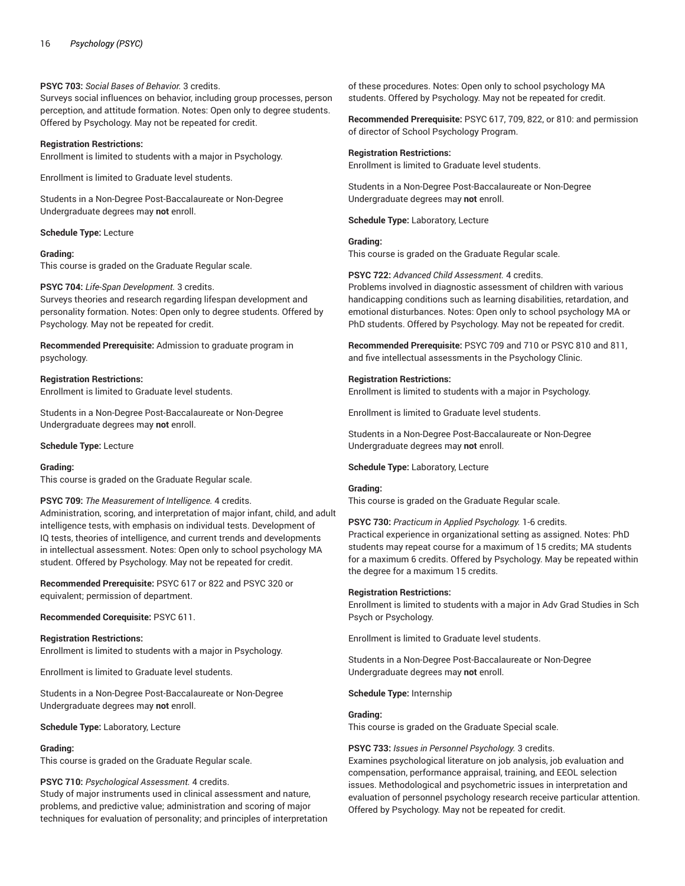**PSYC 703:** *Social Bases of Behavior.* 3 credits.
Surveys social influences on behavior, including group processes, person perception, and attitude formation. Notes: Open only to degree students. Offered by Psychology. May not be repeated for credit.

**Registration Restrictions:**
Enrollment is limited to students with a major in Psychology.

Enrollment is limited to Graduate level students.

Students in a Non-Degree Post-Baccalaureate or Non-Degree Undergraduate degrees may **not** enroll.

**Schedule Type:** Lecture

**Grading:**
This course is graded on the Graduate Regular scale.

**PSYC 704:** *Life-Span Development.* 3 credits.
Surveys theories and research regarding lifespan development and personality formation. Notes: Open only to degree students. Offered by Psychology. May not be repeated for credit.

**Recommended Prerequisite:** Admission to graduate program in psychology.

**Registration Restrictions:**
Enrollment is limited to Graduate level students.

Students in a Non-Degree Post-Baccalaureate or Non-Degree Undergraduate degrees may **not** enroll.

**Schedule Type:** Lecture

**Grading:**
This course is graded on the Graduate Regular scale.

**PSYC 709:** *The Measurement of Intelligence.* 4 credits.
Administration, scoring, and interpretation of major infant, child, and adult intelligence tests, with emphasis on individual tests. Development of IQ tests, theories of intelligence, and current trends and developments in intellectual assessment. Notes: Open only to school psychology MA student. Offered by Psychology. May not be repeated for credit.

**Recommended Prerequisite:** PSYC 617 or 822 and PSYC 320 or equivalent; permission of department.

**Recommended Corequisite:** PSYC 611.

**Registration Restrictions:**
Enrollment is limited to students with a major in Psychology.

Enrollment is limited to Graduate level students.

Students in a Non-Degree Post-Baccalaureate or Non-Degree Undergraduate degrees may **not** enroll.

**Schedule Type:** Laboratory, Lecture

**Grading:**
This course is graded on the Graduate Regular scale.

**PSYC 710:** *Psychological Assessment.* 4 credits.
Study of major instruments used in clinical assessment and nature, problems, and predictive value; administration and scoring of major techniques for evaluation of personality; and principles of interpretation of these procedures. Notes: Open only to school psychology MA students. Offered by Psychology. May not be repeated for credit.

**Recommended Prerequisite:** PSYC 617, 709, 822, or 810: and permission of director of School Psychology Program.

**Registration Restrictions:**
Enrollment is limited to Graduate level students.

Students in a Non-Degree Post-Baccalaureate or Non-Degree Undergraduate degrees may **not** enroll.

**Schedule Type:** Laboratory, Lecture

**Grading:**
This course is graded on the Graduate Regular scale.

**PSYC 722:** *Advanced Child Assessment.* 4 credits.
Problems involved in diagnostic assessment of children with various handicapping conditions such as learning disabilities, retardation, and emotional disturbances. Notes: Open only to school psychology MA or PhD students. Offered by Psychology. May not be repeated for credit.

**Recommended Prerequisite:** PSYC 709 and 710 or PSYC 810 and 811, and five intellectual assessments in the Psychology Clinic.

**Registration Restrictions:**
Enrollment is limited to students with a major in Psychology.

Enrollment is limited to Graduate level students.

Students in a Non-Degree Post-Baccalaureate or Non-Degree Undergraduate degrees may **not** enroll.

**Schedule Type:** Laboratory, Lecture

**Grading:**
This course is graded on the Graduate Regular scale.

**PSYC 730:** *Practicum in Applied Psychology.* 1-6 credits.
Practical experience in organizational setting as assigned. Notes: PhD students may repeat course for a maximum of 15 credits; MA students for a maximum 6 credits. Offered by Psychology. May be repeated within the degree for a maximum 15 credits.

**Registration Restrictions:**
Enrollment is limited to students with a major in Adv Grad Studies in Sch Psych or Psychology.

Enrollment is limited to Graduate level students.

Students in a Non-Degree Post-Baccalaureate or Non-Degree Undergraduate degrees may **not** enroll.

**Schedule Type:** Internship

**Grading:**
This course is graded on the Graduate Special scale.

**PSYC 733:** *Issues in Personnel Psychology.* 3 credits.
Examines psychological literature on job analysis, job evaluation and compensation, performance appraisal, training, and EEOL selection issues. Methodological and psychometric issues in interpretation and evaluation of personnel psychology research receive particular attention. Offered by Psychology. May not be repeated for credit.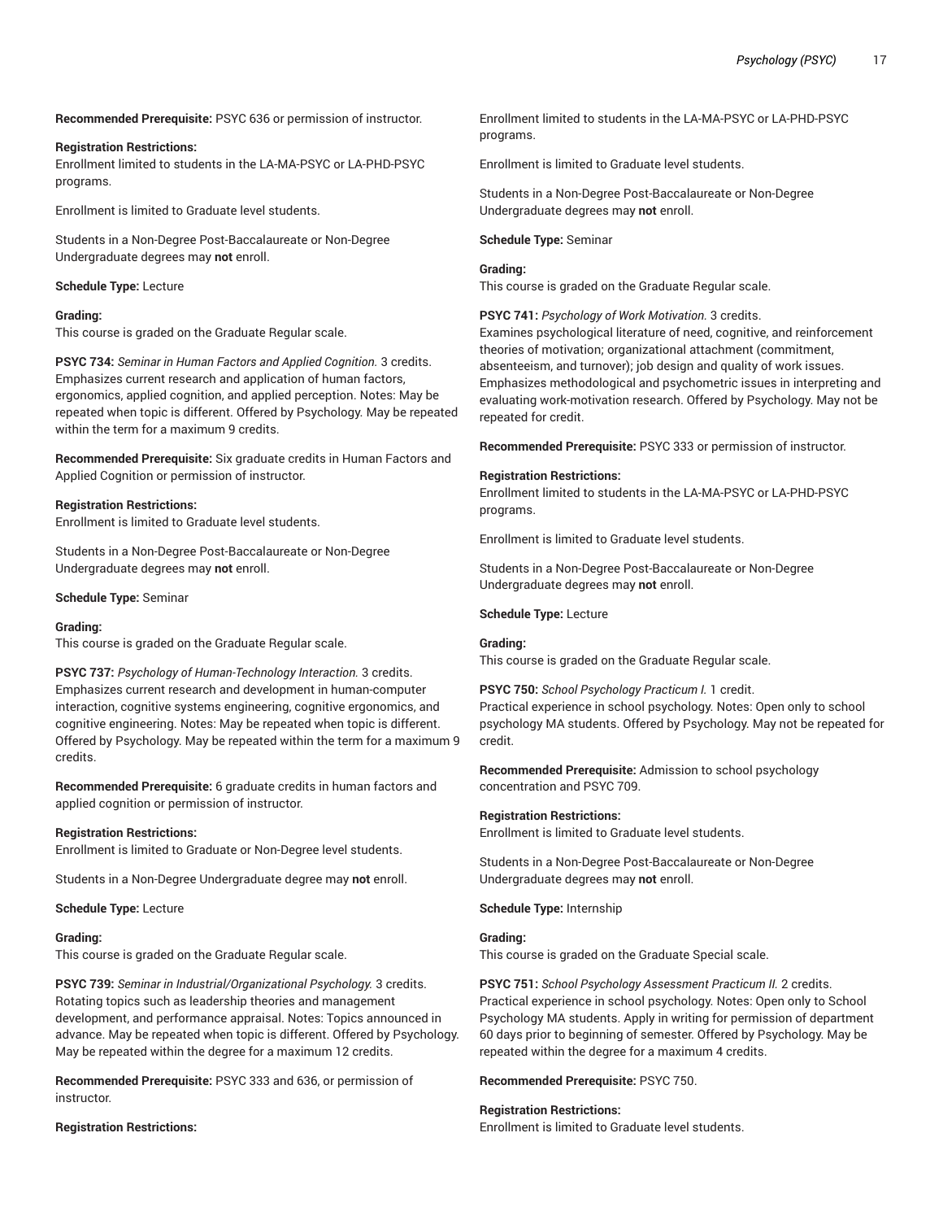**Recommended Prerequisite:** PSYC 636 or permission of instructor.

**Registration Restrictions:**
Enrollment limited to students in the LA-MA-PSYC or LA-PHD-PSYC programs.

Enrollment is limited to Graduate level students.

Students in a Non-Degree Post-Baccalaureate or Non-Degree Undergraduate degrees may **not** enroll.

**Schedule Type:** Lecture

**Grading:**
This course is graded on the Graduate Regular scale.

**PSYC 734:** *Seminar in Human Factors and Applied Cognition.* 3 credits.
Emphasizes current research and application of human factors, ergonomics, applied cognition, and applied perception. Notes: May be repeated when topic is different. Offered by Psychology. May be repeated within the term for a maximum 9 credits.

**Recommended Prerequisite:** Six graduate credits in Human Factors and Applied Cognition or permission of instructor.

**Registration Restrictions:**
Enrollment is limited to Graduate level students.

Students in a Non-Degree Post-Baccalaureate or Non-Degree Undergraduate degrees may **not** enroll.

**Schedule Type:** Seminar

**Grading:**
This course is graded on the Graduate Regular scale.

**PSYC 737:** *Psychology of Human-Technology Interaction.* 3 credits.
Emphasizes current research and development in human-computer interaction, cognitive systems engineering, cognitive ergonomics, and cognitive engineering. Notes: May be repeated when topic is different. Offered by Psychology. May be repeated within the term for a maximum 9 credits.

**Recommended Prerequisite:** 6 graduate credits in human factors and applied cognition or permission of instructor.

**Registration Restrictions:**
Enrollment is limited to Graduate or Non-Degree level students.

Students in a Non-Degree Undergraduate degree may **not** enroll.

**Schedule Type:** Lecture

**Grading:**
This course is graded on the Graduate Regular scale.

**PSYC 739:** *Seminar in Industrial/Organizational Psychology.* 3 credits.
Rotating topics such as leadership theories and management development, and performance appraisal. Notes: Topics announced in advance. May be repeated when topic is different. Offered by Psychology. May be repeated within the degree for a maximum 12 credits.

**Recommended Prerequisite:** PSYC 333 and 636, or permission of instructor.

**Registration Restrictions:**
Enrollment limited to students in the LA-MA-PSYC or LA-PHD-PSYC programs.

Enrollment is limited to Graduate level students.

Students in a Non-Degree Post-Baccalaureate or Non-Degree Undergraduate degrees may **not** enroll.

**Schedule Type:** Seminar

**Grading:**
This course is graded on the Graduate Regular scale.

**PSYC 741:** *Psychology of Work Motivation.* 3 credits.
Examines psychological literature of need, cognitive, and reinforcement theories of motivation; organizational attachment (commitment, absenteeism, and turnover); job design and quality of work issues. Emphasizes methodological and psychometric issues in interpreting and evaluating work-motivation research. Offered by Psychology. May not be repeated for credit.

**Recommended Prerequisite:** PSYC 333 or permission of instructor.

**Registration Restrictions:**
Enrollment limited to students in the LA-MA-PSYC or LA-PHD-PSYC programs.

Enrollment is limited to Graduate level students.

Students in a Non-Degree Post-Baccalaureate or Non-Degree Undergraduate degrees may **not** enroll.

**Schedule Type:** Lecture

**Grading:**
This course is graded on the Graduate Regular scale.

**PSYC 750:** *School Psychology Practicum I.* 1 credit.
Practical experience in school psychology. Notes: Open only to school psychology MA students. Offered by Psychology. May not be repeated for credit.

**Recommended Prerequisite:** Admission to school psychology concentration and PSYC 709.

**Registration Restrictions:**
Enrollment is limited to Graduate level students.

Students in a Non-Degree Post-Baccalaureate or Non-Degree Undergraduate degrees may **not** enroll.

**Schedule Type:** Internship

**Grading:**
This course is graded on the Graduate Special scale.

**PSYC 751:** *School Psychology Assessment Practicum II.* 2 credits.
Practical experience in school psychology. Notes: Open only to School Psychology MA students. Apply in writing for permission of department 60 days prior to beginning of semester. Offered by Psychology. May be repeated within the degree for a maximum 4 credits.

**Recommended Prerequisite:** PSYC 750.

**Registration Restrictions:**
Enrollment is limited to Graduate level students.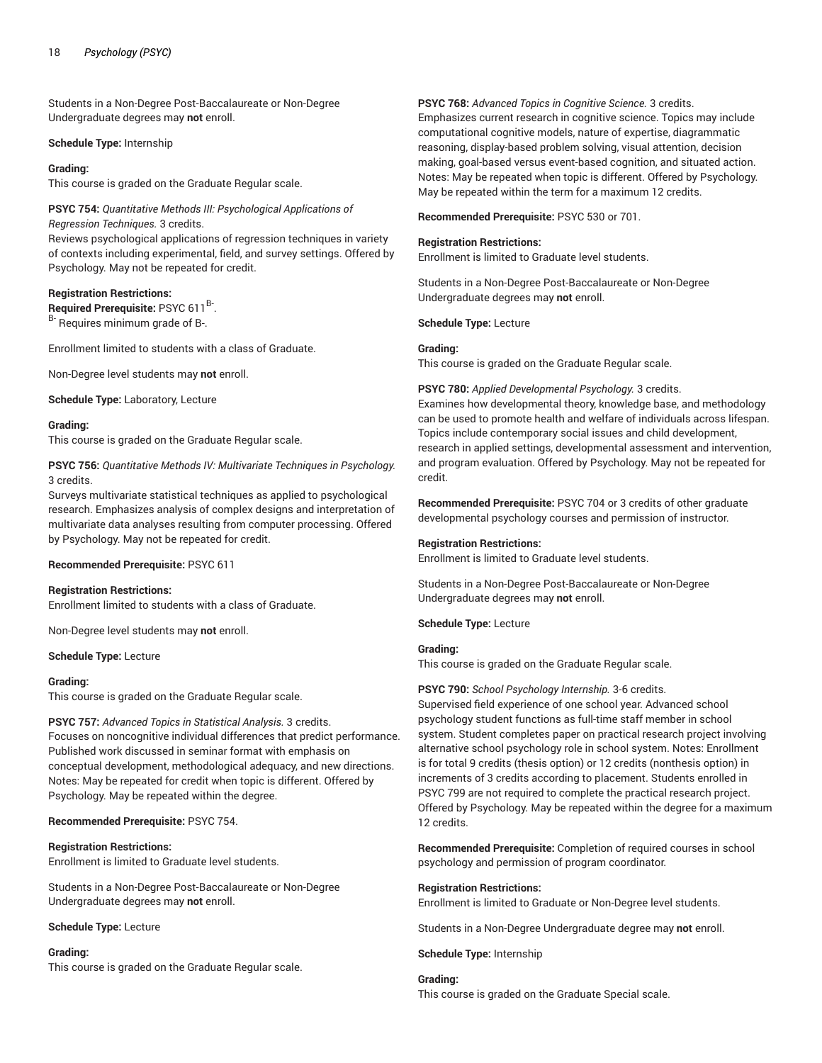Students in a Non-Degree Post-Baccalaureate or Non-Degree Undergraduate degrees may **not** enroll.

**Schedule Type:** Internship

**Grading:**
This course is graded on the Graduate Regular scale.

**PSYC 754:** *Quantitative Methods III: Psychological Applications of Regression Techniques.* 3 credits.
Reviews psychological applications of regression techniques in variety of contexts including experimental, field, and survey settings. Offered by Psychology. May not be repeated for credit.

**Registration Restrictions:**
**Required Prerequisite:** PSYC 611[B-].
[B-] Requires minimum grade of B-.

Enrollment limited to students with a class of Graduate.

Non-Degree level students may **not** enroll.

**Schedule Type:** Laboratory, Lecture

**Grading:**
This course is graded on the Graduate Regular scale.

**PSYC 756:** *Quantitative Methods IV: Multivariate Techniques in Psychology.* 3 credits.
Surveys multivariate statistical techniques as applied to psychological research. Emphasizes analysis of complex designs and interpretation of multivariate data analyses resulting from computer processing. Offered by Psychology. May not be repeated for credit.

**Recommended Prerequisite:** PSYC 611

**Registration Restrictions:**
Enrollment limited to students with a class of Graduate.

Non-Degree level students may **not** enroll.

**Schedule Type:** Lecture

**Grading:**
This course is graded on the Graduate Regular scale.

**PSYC 757:** *Advanced Topics in Statistical Analysis.* 3 credits.
Focuses on noncognitive individual differences that predict performance. Published work discussed in seminar format with emphasis on conceptual development, methodological adequacy, and new directions. Notes: May be repeated for credit when topic is different. Offered by Psychology. May be repeated within the degree.

**Recommended Prerequisite:** PSYC 754.

**Registration Restrictions:**
Enrollment is limited to Graduate level students.

Students in a Non-Degree Post-Baccalaureate or Non-Degree Undergraduate degrees may **not** enroll.

**Schedule Type:** Lecture

**Grading:**
This course is graded on the Graduate Regular scale.

**PSYC 768:** *Advanced Topics in Cognitive Science.* 3 credits.
Emphasizes current research in cognitive science. Topics may include computational cognitive models, nature of expertise, diagrammatic reasoning, display-based problem solving, visual attention, decision making, goal-based versus event-based cognition, and situated action. Notes: May be repeated when topic is different. Offered by Psychology. May be repeated within the term for a maximum 12 credits.

**Recommended Prerequisite:** PSYC 530 or 701.

**Registration Restrictions:**
Enrollment is limited to Graduate level students.

Students in a Non-Degree Post-Baccalaureate or Non-Degree Undergraduate degrees may **not** enroll.

**Schedule Type:** Lecture

**Grading:**
This course is graded on the Graduate Regular scale.

**PSYC 780:** *Applied Developmental Psychology.* 3 credits.
Examines how developmental theory, knowledge base, and methodology can be used to promote health and welfare of individuals across lifespan. Topics include contemporary social issues and child development, research in applied settings, developmental assessment and intervention, and program evaluation. Offered by Psychology. May not be repeated for credit.

**Recommended Prerequisite:** PSYC 704 or 3 credits of other graduate developmental psychology courses and permission of instructor.

**Registration Restrictions:**
Enrollment is limited to Graduate level students.

Students in a Non-Degree Post-Baccalaureate or Non-Degree Undergraduate degrees may **not** enroll.

**Schedule Type:** Lecture

**Grading:**
This course is graded on the Graduate Regular scale.

**PSYC 790:** *School Psychology Internship.* 3-6 credits.
Supervised field experience of one school year. Advanced school psychology student functions as full-time staff member in school system. Student completes paper on practical research project involving alternative school psychology role in school system. Notes: Enrollment is for total 9 credits (thesis option) or 12 credits (nonthesis option) in increments of 3 credits according to placement. Students enrolled in PSYC 799 are not required to complete the practical research project. Offered by Psychology. May be repeated within the degree for a maximum 12 credits.

**Recommended Prerequisite:** Completion of required courses in school psychology and permission of program coordinator.

**Registration Restrictions:**
Enrollment is limited to Graduate or Non-Degree level students.

Students in a Non-Degree Undergraduate degree may **not** enroll.

**Schedule Type:** Internship

**Grading:**
This course is graded on the Graduate Special scale.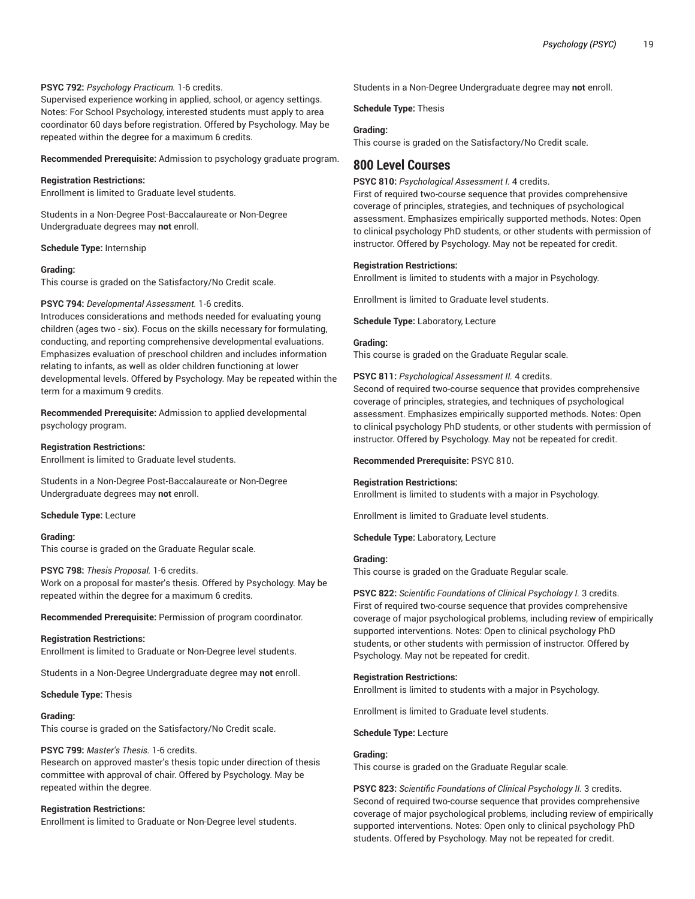**PSYC 792:** *Psychology Practicum.* 1-6 credits.
Supervised experience working in applied, school, or agency settings. Notes: For School Psychology, interested students must apply to area coordinator 60 days before registration. Offered by Psychology. May be repeated within the degree for a maximum 6 credits.

**Recommended Prerequisite:** Admission to psychology graduate program.

**Registration Restrictions:**
Enrollment is limited to Graduate level students.

Students in a Non-Degree Post-Baccalaureate or Non-Degree Undergraduate degrees may **not** enroll.

**Schedule Type:** Internship

**Grading:**
This course is graded on the Satisfactory/No Credit scale.

**PSYC 794:** *Developmental Assessment.* 1-6 credits.
Introduces considerations and methods needed for evaluating young children (ages two - six). Focus on the skills necessary for formulating, conducting, and reporting comprehensive developmental evaluations. Emphasizes evaluation of preschool children and includes information relating to infants, as well as older children functioning at lower developmental levels. Offered by Psychology. May be repeated within the term for a maximum 9 credits.

**Recommended Prerequisite:** Admission to applied developmental psychology program.

**Registration Restrictions:**
Enrollment is limited to Graduate level students.

Students in a Non-Degree Post-Baccalaureate or Non-Degree Undergraduate degrees may **not** enroll.

**Schedule Type:** Lecture

**Grading:**
This course is graded on the Graduate Regular scale.

**PSYC 798:** *Thesis Proposal.* 1-6 credits.
Work on a proposal for master's thesis. Offered by Psychology. May be repeated within the degree for a maximum 6 credits.

**Recommended Prerequisite:** Permission of program coordinator.

**Registration Restrictions:**
Enrollment is limited to Graduate or Non-Degree level students.

Students in a Non-Degree Undergraduate degree may **not** enroll.

**Schedule Type:** Thesis

**Grading:**
This course is graded on the Satisfactory/No Credit scale.

**PSYC 799:** *Master's Thesis.* 1-6 credits.
Research on approved master's thesis topic under direction of thesis committee with approval of chair. Offered by Psychology. May be repeated within the degree.

**Registration Restrictions:**
Enrollment is limited to Graduate or Non-Degree level students.

Students in a Non-Degree Undergraduate degree may **not** enroll.

**Schedule Type:** Thesis

**Grading:**
This course is graded on the Satisfactory/No Credit scale.

## 800 Level Courses

**PSYC 810:** *Psychological Assessment I.* 4 credits.
First of required two-course sequence that provides comprehensive coverage of principles, strategies, and techniques of psychological assessment. Emphasizes empirically supported methods. Notes: Open to clinical psychology PhD students, or other students with permission of instructor. Offered by Psychology. May not be repeated for credit.

**Registration Restrictions:**
Enrollment is limited to students with a major in Psychology.

Enrollment is limited to Graduate level students.

**Schedule Type:** Laboratory, Lecture

**Grading:**
This course is graded on the Graduate Regular scale.

**PSYC 811:** *Psychological Assessment II.* 4 credits.
Second of required two-course sequence that provides comprehensive coverage of principles, strategies, and techniques of psychological assessment. Emphasizes empirically supported methods. Notes: Open to clinical psychology PhD students, or other students with permission of instructor. Offered by Psychology. May not be repeated for credit.

**Recommended Prerequisite:** PSYC 810.

**Registration Restrictions:**
Enrollment is limited to students with a major in Psychology.

Enrollment is limited to Graduate level students.

**Schedule Type:** Laboratory, Lecture

**Grading:**
This course is graded on the Graduate Regular scale.

**PSYC 822:** *Scientific Foundations of Clinical Psychology I.* 3 credits.
First of required two-course sequence that provides comprehensive coverage of major psychological problems, including review of empirically supported interventions. Notes: Open to clinical psychology PhD students, or other students with permission of instructor. Offered by Psychology. May not be repeated for credit.

**Registration Restrictions:**
Enrollment is limited to students with a major in Psychology.

Enrollment is limited to Graduate level students.

**Schedule Type:** Lecture

**Grading:**
This course is graded on the Graduate Regular scale.

**PSYC 823:** *Scientific Foundations of Clinical Psychology II.* 3 credits.
Second of required two-course sequence that provides comprehensive coverage of major psychological problems, including review of empirically supported interventions. Notes: Open only to clinical psychology PhD students. Offered by Psychology. May not be repeated for credit.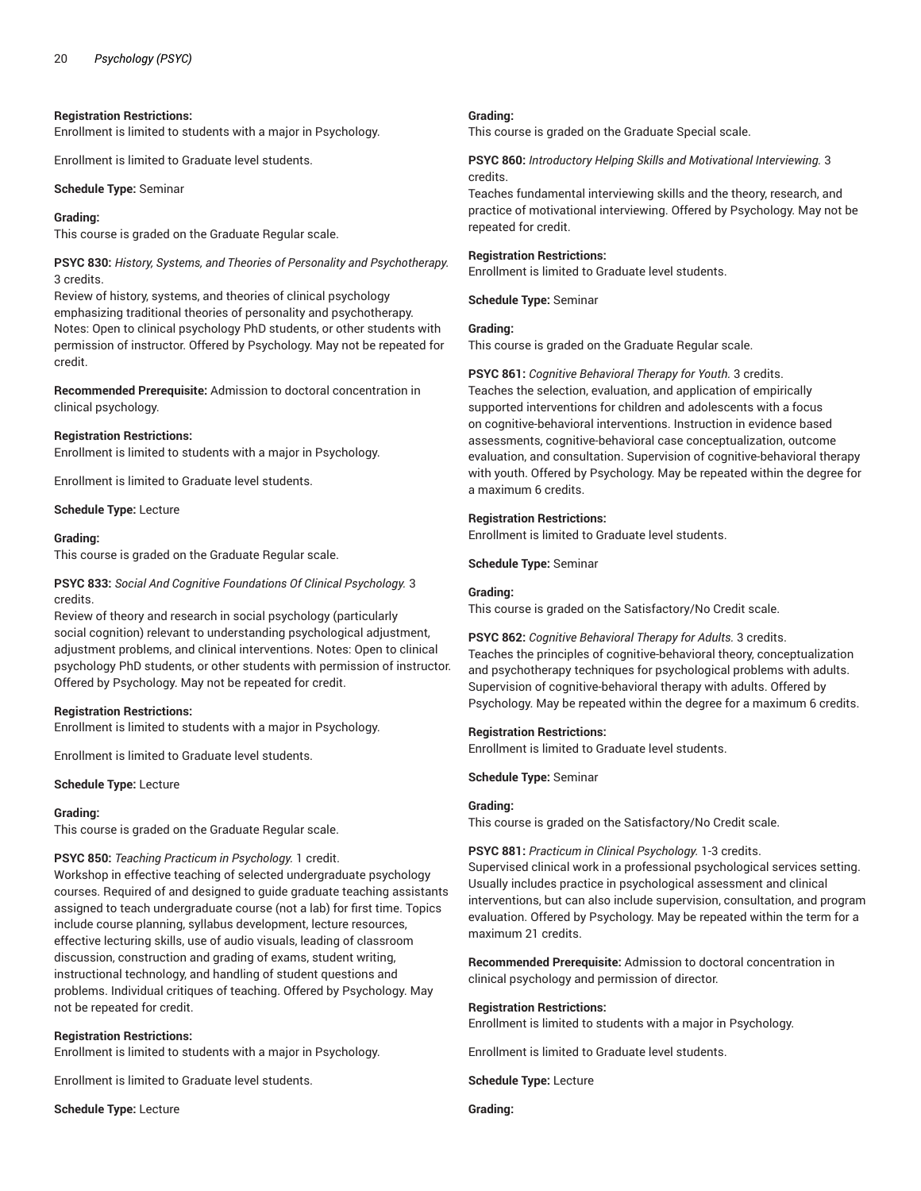**Registration Restrictions:**
Enrollment is limited to students with a major in Psychology.

Enrollment is limited to Graduate level students.

**Schedule Type:** Seminar

**Grading:**
This course is graded on the Graduate Regular scale.

**PSYC 830:** *History, Systems, and Theories of Personality and Psychotherapy.* 3 credits.
Review of history, systems, and theories of clinical psychology emphasizing traditional theories of personality and psychotherapy. Notes: Open to clinical psychology PhD students, or other students with permission of instructor. Offered by Psychology. May not be repeated for credit.

**Recommended Prerequisite:** Admission to doctoral concentration in clinical psychology.

**Registration Restrictions:**
Enrollment is limited to students with a major in Psychology.

Enrollment is limited to Graduate level students.

**Schedule Type:** Lecture

**Grading:**
This course is graded on the Graduate Regular scale.

**PSYC 833:** *Social And Cognitive Foundations Of Clinical Psychology.* 3 credits.
Review of theory and research in social psychology (particularly social cognition) relevant to understanding psychological adjustment, adjustment problems, and clinical interventions. Notes: Open to clinical psychology PhD students, or other students with permission of instructor. Offered by Psychology. May not be repeated for credit.

**Registration Restrictions:**
Enrollment is limited to students with a major in Psychology.

Enrollment is limited to Graduate level students.

**Schedule Type:** Lecture

**Grading:**
This course is graded on the Graduate Regular scale.

**PSYC 850:** *Teaching Practicum in Psychology.* 1 credit.
Workshop in effective teaching of selected undergraduate psychology courses. Required of and designed to guide graduate teaching assistants assigned to teach undergraduate course (not a lab) for first time. Topics include course planning, syllabus development, lecture resources, effective lecturing skills, use of audio visuals, leading of classroom discussion, construction and grading of exams, student writing, instructional technology, and handling of student questions and problems. Individual critiques of teaching. Offered by Psychology. May not be repeated for credit.

**Registration Restrictions:**
Enrollment is limited to students with a major in Psychology.

Enrollment is limited to Graduate level students.

**Schedule Type:** Lecture

**Grading:**
This course is graded on the Graduate Special scale.

**PSYC 860:** *Introductory Helping Skills and Motivational Interviewing.* 3 credits.
Teaches fundamental interviewing skills and the theory, research, and practice of motivational interviewing. Offered by Psychology. May not be repeated for credit.

**Registration Restrictions:**
Enrollment is limited to Graduate level students.

**Schedule Type:** Seminar

**Grading:**
This course is graded on the Graduate Regular scale.

**PSYC 861:** *Cognitive Behavioral Therapy for Youth.* 3 credits.
Teaches the selection, evaluation, and application of empirically supported interventions for children and adolescents with a focus on cognitive-behavioral interventions. Instruction in evidence based assessments, cognitive-behavioral case conceptualization, outcome evaluation, and consultation. Supervision of cognitive-behavioral therapy with youth. Offered by Psychology. May be repeated within the degree for a maximum 6 credits.

**Registration Restrictions:**
Enrollment is limited to Graduate level students.

**Schedule Type:** Seminar

**Grading:**
This course is graded on the Satisfactory/No Credit scale.

**PSYC 862:** *Cognitive Behavioral Therapy for Adults.* 3 credits.
Teaches the principles of cognitive-behavioral theory, conceptualization and psychotherapy techniques for psychological problems with adults. Supervision of cognitive-behavioral therapy with adults. Offered by Psychology. May be repeated within the degree for a maximum 6 credits.

**Registration Restrictions:**
Enrollment is limited to Graduate level students.

**Schedule Type:** Seminar

**Grading:**
This course is graded on the Satisfactory/No Credit scale.

**PSYC 881:** *Practicum in Clinical Psychology.* 1-3 credits.
Supervised clinical work in a professional psychological services setting. Usually includes practice in psychological assessment and clinical interventions, but can also include supervision, consultation, and program evaluation. Offered by Psychology. May be repeated within the term for a maximum 21 credits.

**Recommended Prerequisite:** Admission to doctoral concentration in clinical psychology and permission of director.

**Registration Restrictions:**
Enrollment is limited to students with a major in Psychology.

Enrollment is limited to Graduate level students.

**Schedule Type:** Lecture

**Grading:**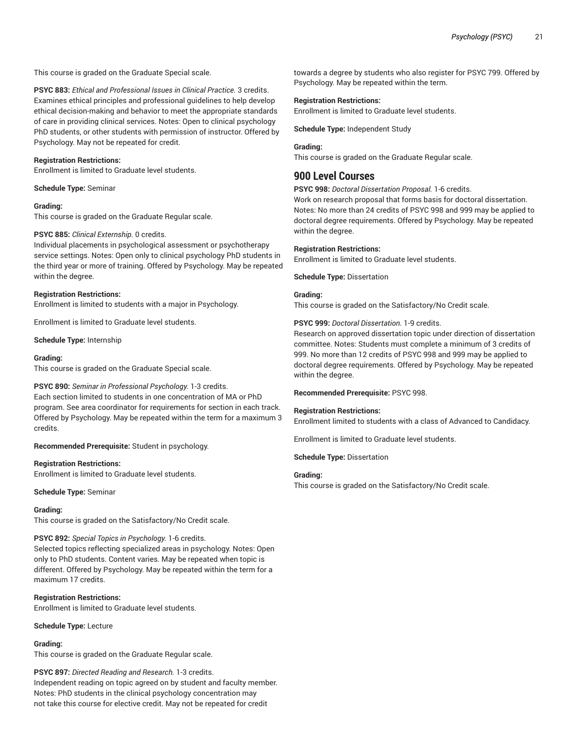This course is graded on the Graduate Special scale.

**PSYC 883:** *Ethical and Professional Issues in Clinical Practice.* 3 credits.
Examines ethical principles and professional guidelines to help develop ethical decision-making and behavior to meet the appropriate standards of care in providing clinical services. Notes: Open to clinical psychology PhD students, or other students with permission of instructor. Offered by Psychology. May not be repeated for credit.

**Registration Restrictions:**
Enrollment is limited to Graduate level students.

**Schedule Type:** Seminar

**Grading:**
This course is graded on the Graduate Regular scale.

**PSYC 885:** *Clinical Externship.* 0 credits.
Individual placements in psychological assessment or psychotherapy service settings. Notes: Open only to clinical psychology PhD students in the third year or more of training. Offered by Psychology. May be repeated within the degree.

**Registration Restrictions:**
Enrollment is limited to students with a major in Psychology.

Enrollment is limited to Graduate level students.

**Schedule Type:** Internship

**Grading:**
This course is graded on the Graduate Special scale.

**PSYC 890:** *Seminar in Professional Psychology.* 1-3 credits.
Each section limited to students in one concentration of MA or PhD program. See area coordinator for requirements for section in each track. Offered by Psychology. May be repeated within the term for a maximum 3 credits.

**Recommended Prerequisite:** Student in psychology.

**Registration Restrictions:**
Enrollment is limited to Graduate level students.

**Schedule Type:** Seminar

**Grading:**
This course is graded on the Satisfactory/No Credit scale.

**PSYC 892:** *Special Topics in Psychology.* 1-6 credits.
Selected topics reflecting specialized areas in psychology. Notes: Open only to PhD students. Content varies. May be repeated when topic is different. Offered by Psychology. May be repeated within the term for a maximum 17 credits.

**Registration Restrictions:**
Enrollment is limited to Graduate level students.

**Schedule Type:** Lecture

**Grading:**
This course is graded on the Graduate Regular scale.

**PSYC 897:** *Directed Reading and Research.* 1-3 credits.
Independent reading on topic agreed on by student and faculty member. Notes: PhD students in the clinical psychology concentration may not take this course for elective credit. May not be repeated for credit towards a degree by students who also register for PSYC 799. Offered by Psychology. May be repeated within the term.

**Registration Restrictions:**
Enrollment is limited to Graduate level students.

**Schedule Type:** Independent Study

**Grading:**
This course is graded on the Graduate Regular scale.

## 900 Level Courses

**PSYC 998:** *Doctoral Dissertation Proposal.* 1-6 credits.
Work on research proposal that forms basis for doctoral dissertation. Notes: No more than 24 credits of PSYC 998 and 999 may be applied to doctoral degree requirements. Offered by Psychology. May be repeated within the degree.

**Registration Restrictions:**
Enrollment is limited to Graduate level students.

**Schedule Type:** Dissertation

**Grading:**
This course is graded on the Satisfactory/No Credit scale.

**PSYC 999:** *Doctoral Dissertation.* 1-9 credits.
Research on approved dissertation topic under direction of dissertation committee. Notes: Students must complete a minimum of 3 credits of 999. No more than 12 credits of PSYC 998 and 999 may be applied to doctoral degree requirements. Offered by Psychology. May be repeated within the degree.

**Recommended Prerequisite:** PSYC 998.

**Registration Restrictions:**
Enrollment limited to students with a class of Advanced to Candidacy.

Enrollment is limited to Graduate level students.

**Schedule Type:** Dissertation

**Grading:**
This course is graded on the Satisfactory/No Credit scale.